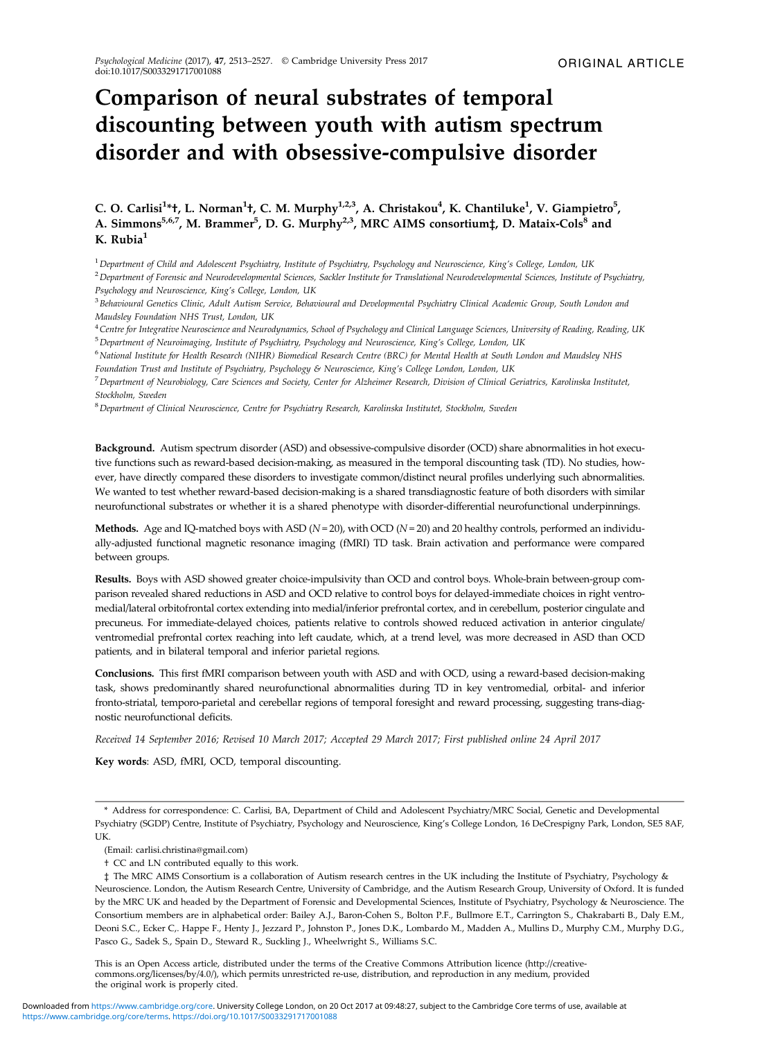ORIGINAL ARTICLE

# Comparison of neural substrates of temporal discounting between youth with autism spectrum disorder and with obsessive-compulsive disorder

**C. O. Carlisi[1]*†, L. Norman[1]†, C. M. Murphy[1,2,3], A. Christakou[4], K. Chantiluke[1], V. Giampietro[5], A. Simmons[5,6,7], M. Brammer[5], D. G. Murphy[2,3], MRC AIMS consortium‡, D. Mataix-Cols[8] and K. Rubia[1]**

[1] *Department of Child and Adolescent Psychiatry, Institute of Psychiatry, Psychology and Neuroscience, King's College, London, UK*

[2] *Department of Forensic and Neurodevelopmental Sciences, Sackler Institute for Translational Neurodevelopmental Sciences, Institute of Psychiatry, Psychology and Neuroscience, King's College, London, UK*

[3] *Behavioural Genetics Clinic, Adult Autism Service, Behavioural and Developmental Psychiatry Clinical Academic Group, South London and Maudsley Foundation NHS Trust, London, UK*

[4] *Centre for Integrative Neuroscience and Neurodynamics, School of Psychology and Clinical Language Sciences, University of Reading, Reading, UK*

[5] *Department of Neuroimaging, Institute of Psychiatry, Psychology and Neuroscience, King's College, London, UK*

[6] *National Institute for Health Research (NIHR) Biomedical Research Centre (BRC) for Mental Health at South London and Maudsley NHS Foundation Trust and Institute of Psychiatry, Psychology & Neuroscience, King's College London, London, UK*

[7] *Department of Neurobiology, Care Sciences and Society, Center for Alzheimer Research, Division of Clinical Geriatrics, Karolinska Institutet, Stockholm, Sweden*

[8] *Department of Clinical Neuroscience, Centre for Psychiatry Research, Karolinska Institutet, Stockholm, Sweden*

**Background.** Autism spectrum disorder (ASD) and obsessive-compulsive disorder (OCD) share abnormalities in hot executive functions such as reward-based decision-making, as measured in the temporal discounting task (TD). No studies, however, have directly compared these disorders to investigate common/distinct neural profiles underlying such abnormalities. We wanted to test whether reward-based decision-making is a shared transdiagnostic feature of both disorders with similar neurofunctional substrates or whether it is a shared phenotype with disorder-differential neurofunctional underpinnings.

**Methods.** Age and IQ-matched boys with ASD ($N = 20$), with OCD ($N = 20$) and 20 healthy controls, performed an individually-adjusted functional magnetic resonance imaging (fMRI) TD task. Brain activation and performance were compared between groups.

**Results.** Boys with ASD showed greater choice-impulsivity than OCD and control boys. Whole-brain between-group comparison revealed shared reductions in ASD and OCD relative to control boys for delayed-immediate choices in right ventromedial/lateral orbitofrontal cortex extending into medial/inferior prefrontal cortex, and in cerebellum, posterior cingulate and precuneus. For immediate-delayed choices, patients relative to controls showed reduced activation in anterior cingulate/ventromedial prefrontal cortex reaching into left caudate, which, at a trend level, was more decreased in ASD than OCD patients, and in bilateral temporal and inferior parietal regions.

**Conclusions.** This first fMRI comparison between youth with ASD and with OCD, using a reward-based decision-making task, shows predominantly shared neurofunctional abnormalities during TD in key ventromedial, orbital- and inferior fronto-striatal, temporo-parietal and cerebellar regions of temporal foresight and reward processing, suggesting trans-diagnostic neurofunctional deficits.

*Received 14 September 2016; Revised 10 March 2017; Accepted 29 March 2017; First published online 24 April 2017*

**Key words**: ASD, fMRI, OCD, temporal discounting.

---

\* Address for correspondence: C. Carlisi, BA, Department of Child and Adolescent Psychiatry/MRC Social, Genetic and Developmental Psychiatry (SGDP) Centre, Institute of Psychiatry, Psychology and Neuroscience, King's College London, 16 DeCrespigny Park, London, SE5 8AF, UK.

(Email: carlisi.christina@gmail.com)

† CC and LN contributed equally to this work.

‡ The MRC AIMS Consortium is a collaboration of Autism research centres in the UK including the Institute of Psychiatry, Psychology & Neuroscience. London, the Autism Research Centre, University of Cambridge, and the Autism Research Group, University of Oxford. It is funded by the MRC UK and headed by the Department of Forensic and Developmental Sciences, Institute of Psychiatry, Psychology & Neuroscience. The Consortium members are in alphabetical order: Bailey A.J., Baron-Cohen S., Bolton P.F., Bullmore E.T., Carrington S., Chakrabarti B., Daly E.M., Deoni S.C., Ecker C,. Happe F., Henty J., Jezzard P., Johnston P., Jones D.K., Lombardo M., Madden A., Mullins D., Murphy C.M., Murphy D.G., Pasco G., Sadek S., Spain D., Steward R., Suckling J., Wheelwright S., Williams S.C.

This is an Open Access article, distributed under the terms of the Creative Commons Attribution licence (http://creativecommons.org/licenses/by/4.0/), which permits unrestricted re-use, distribution, and reproduction in any medium, provided the original work is properly cited.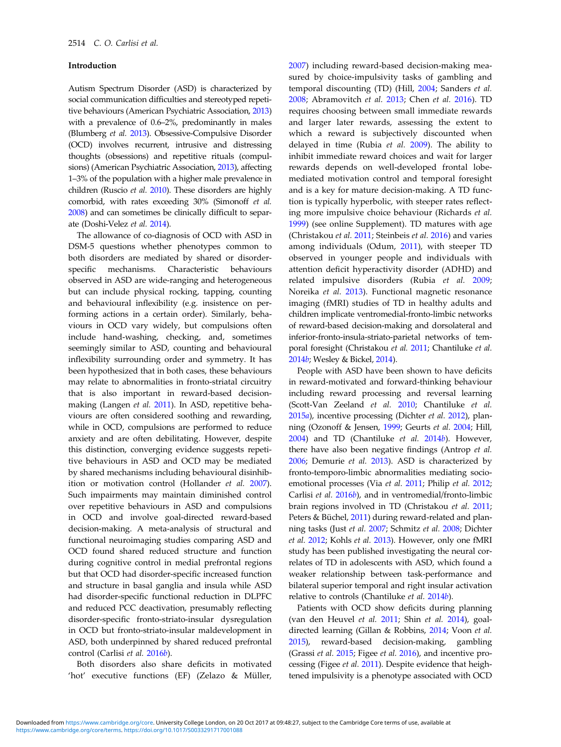## Introduction

Autism Spectrum Disorder (ASD) is characterized by social communication difficulties and stereotyped repetitive behaviours (American Psychiatric Association, 2013) with a prevalence of 0.6–2%, predominantly in males (Blumberg *et al.* 2013). Obsessive-Compulsive Disorder (OCD) involves recurrent, intrusive and distressing thoughts (obsessions) and repetitive rituals (compulsions) (American Psychiatric Association, 2013), affecting 1–3% of the population with a higher male prevalence in children (Ruscio *et al.* 2010). These disorders are highly comorbid, with rates exceeding 30% (Simonoff *et al.* 2008) and can sometimes be clinically difficult to separate (Doshi-Velez *et al.* 2014).

The allowance of co-diagnosis of OCD with ASD in DSM-5 questions whether phenotypes common to both disorders are mediated by shared or disorder-specific mechanisms. Characteristic behaviours observed in ASD are wide-ranging and heterogeneous but can include physical rocking, tapping, counting and behavioural inflexibility (e.g. insistence on performing actions in a certain order). Similarly, behaviours in OCD vary widely, but compulsions often include hand-washing, checking, and, sometimes seemingly similar to ASD, counting and behavioural inflexibility surrounding order and symmetry. It has been hypothesized that in both cases, these behaviours may relate to abnormalities in fronto-striatal circuitry that is also important in reward-based decision-making (Langen *et al.* 2011). In ASD, repetitive behaviours are often considered soothing and rewarding, while in OCD, compulsions are performed to reduce anxiety and are often debilitating. However, despite this distinction, converging evidence suggests repetitive behaviours in ASD and OCD may be mediated by shared mechanisms including behavioural disinhibition or motivation control (Hollander *et al.* 2007). Such impairments may maintain diminished control over repetitive behaviours in ASD and compulsions in OCD and involve goal-directed reward-based decision-making. A meta-analysis of structural and functional neuroimaging studies comparing ASD and OCD found shared reduced structure and function during cognitive control in medial prefrontal regions but that OCD had disorder-specific increased function and structure in basal ganglia and insula while ASD had disorder-specific functional reduction in DLPFC and reduced PCC deactivation, presumably reflecting disorder-specific fronto-striato-insular dysregulation in OCD but fronto-striato-insular maldevelopment in ASD, both underpinned by shared reduced prefrontal control (Carlisi *et al.* 2016*b*).

Both disorders also share deficits in motivated 'hot' executive functions (EF) (Zelazo & Müller, 2007) including reward-based decision-making measured by choice-impulsivity tasks of gambling and temporal discounting (TD) (Hill, 2004; Sanders *et al.* 2008; Abramovitch *et al.* 2013; Chen *et al.* 2016). TD requires choosing between small immediate rewards and larger later rewards, assessing the extent to which a reward is subjectively discounted when delayed in time (Rubia *et al.* 2009). The ability to inhibit immediate reward choices and wait for larger rewards depends on well-developed frontal lobe-mediated motivation control and temporal foresight and is a key for mature decision-making. A TD function is typically hyperbolic, with steeper rates reflecting more impulsive choice behaviour (Richards *et al.* 1999) (see online Supplement). TD matures with age (Christakou *et al.* 2011; Steinbeis *et al.* 2016) and varies among individuals (Odum, 2011), with steeper TD observed in younger people and individuals with attention deficit hyperactivity disorder (ADHD) and related impulsive disorders (Rubia *et al.* 2009; Noreika *et al.* 2013). Functional magnetic resonance imaging (fMRI) studies of TD in healthy adults and children implicate ventromedial-fronto-limbic networks of reward-based decision-making and dorsolateral and inferior-fronto-insula-striato-parietal networks of temporal foresight (Christakou *et al.* 2011; Chantiluke *et al.* 2014*b*; Wesley & Bickel, 2014).

People with ASD have been shown to have deficits in reward-motivated and forward-thinking behaviour including reward processing and reversal learning (Scott-Van Zeeland *et al.* 2010; Chantiluke *et al.* 2015*a*), incentive processing (Dichter *et al.* 2012), planning (Ozonoff & Jensen, 1999; Geurts *et al.* 2004; Hill, 2004) and TD (Chantiluke *et al.* 2014*b*). However, there have also been negative findings (Antrop *et al.* 2006; Demurie *et al.* 2013). ASD is characterized by fronto-temporo-limbic abnormalities mediating socio-emotional processes (Via *et al.* 2011; Philip *et al.* 2012; Carlisi *et al.* 2016*b*), and in ventromedial/fronto-limbic brain regions involved in TD (Christakou *et al.* 2011; Peters & Büchel, 2011) during reward-related and planning tasks (Just *et al.* 2007; Schmitz *et al.* 2008; Dichter *et al.* 2012; Kohls *et al.* 2013). However, only one fMRI study has been published investigating the neural correlates of TD in adolescents with ASD, which found a weaker relationship between task-performance and bilateral superior temporal and right insular activation relative to controls (Chantiluke *et al.* 2014*b*).

Patients with OCD show deficits during planning (van den Heuvel *et al.* 2011; Shin *et al.* 2014), goal-directed learning (Gillan & Robbins, 2014; Voon *et al.* 2015), reward-based decision-making, gambling (Grassi *et al.* 2015; Figee *et al.* 2016), and incentive processing (Figee *et al.* 2011). Despite evidence that heightened impulsivity is a phenotype associated with OCD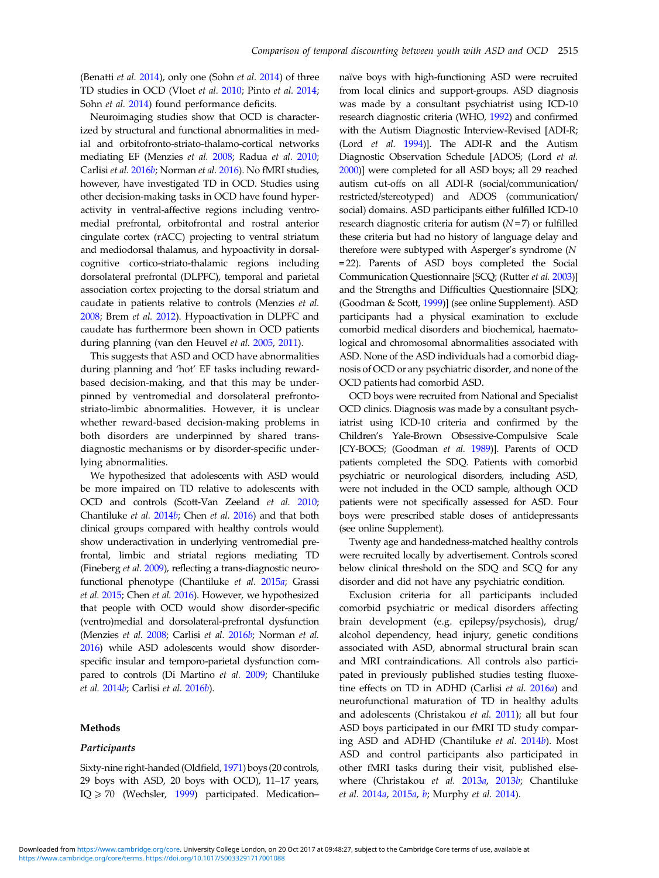(Benatti *et al.* 2014), only one (Sohn *et al.* 2014) of three TD studies in OCD (Vloet *et al.* 2010; Pinto *et al.* 2014; Sohn *et al.* 2014) found performance deficits.

Neuroimaging studies show that OCD is characterized by structural and functional abnormalities in medial and orbitofronto-striato-thalamo-cortical networks mediating EF (Menzies *et al.* 2008; Radua *et al.* 2010; Carlisi *et al.* 2016*b*; Norman *et al.* 2016). No fMRI studies, however, have investigated TD in OCD. Studies using other decision-making tasks in OCD have found hyperactivity in ventral-affective regions including ventromedial prefrontal, orbitofrontal and rostral anterior cingulate cortex (rACC) projecting to ventral striatum and mediodorsal thalamus, and hypoactivity in dorsal-cognitive cortico-striato-thalamic regions including dorsolateral prefrontal (DLPFC), temporal and parietal association cortex projecting to the dorsal striatum and caudate in patients relative to controls (Menzies *et al.* 2008; Brem *et al.* 2012). Hypoactivation in DLPFC and caudate has furthermore been shown in OCD patients during planning (van den Heuvel *et al.* 2005, 2011).

This suggests that ASD and OCD have abnormalities during planning and 'hot' EF tasks including reward-based decision-making, and that this may be underpinned by ventromedial and dorsolateral prefronto-striato-limbic abnormalities. However, it is unclear whether reward-based decision-making problems in both disorders are underpinned by shared trans-diagnostic mechanisms or by disorder-specific underlying abnormalities.

We hypothesized that adolescents with ASD would be more impaired on TD relative to adolescents with OCD and controls (Scott-Van Zeeland *et al.* 2010; Chantiluke *et al.* 2014*b*; Chen *et al.* 2016) and that both clinical groups compared with healthy controls would show underactivation in underlying ventromedial prefrontal, limbic and striatal regions mediating TD (Fineberg *et al.* 2009), reflecting a trans-diagnostic neurofunctional phenotype (Chantiluke *et al.* 2015*a*; Grassi *et al.* 2015; Chen *et al.* 2016). However, we hypothesized that people with OCD would show disorder-specific (ventro)medial and dorsolateral-prefrontal dysfunction (Menzies *et al.* 2008; Carlisi *et al.* 2016*b*; Norman *et al.* 2016) while ASD adolescents would show disorder-specific insular and temporo-parietal dysfunction compared to controls (Di Martino *et al.* 2009; Chantiluke *et al.* 2014*b*; Carlisi *et al.* 2016*b*).

## Methods

### *Participants*

Sixty-nine right-handed (Oldfield, 1971) boys (20 controls, 29 boys with ASD, 20 boys with OCD), 11–17 years, IQ ⩾ 70 (Wechsler, 1999) participated. Medication–naïve boys with high-functioning ASD were recruited from local clinics and support-groups. ASD diagnosis was made by a consultant psychiatrist using ICD-10 research diagnostic criteria (WHO, 1992) and confirmed with the Autism Diagnostic Interview-Revised [ADI-R; (Lord *et al.* 1994)]. The ADI-R and the Autism Diagnostic Observation Schedule [ADOS; (Lord *et al.* 2000)] were completed for all ASD boys; all 29 reached autism cut-offs on all ADI-R (social/communication/restricted/stereotyped) and ADOS (communication/social) domains. ASD participants either fulfilled ICD-10 research diagnostic criteria for autism (*N* = 7) or fulfilled these criteria but had no history of language delay and therefore were subtyped with Asperger's syndrome (*N* = 22). Parents of ASD boys completed the Social Communication Questionnaire [SCQ; (Rutter *et al.* 2003)] and the Strengths and Difficulties Questionnaire [SDQ; (Goodman & Scott, 1999)] (see online Supplement). ASD participants had a physical examination to exclude comorbid medical disorders and biochemical, haematological and chromosomal abnormalities associated with ASD. None of the ASD individuals had a comorbid diagnosis of OCD or any psychiatric disorder, and none of the OCD patients had comorbid ASD.

OCD boys were recruited from National and Specialist OCD clinics. Diagnosis was made by a consultant psychiatrist using ICD-10 criteria and confirmed by the Children's Yale-Brown Obsessive-Compulsive Scale [CY-BOCS; (Goodman *et al.* 1989)]. Parents of OCD patients completed the SDQ. Patients with comorbid psychiatric or neurological disorders, including ASD, were not included in the OCD sample, although OCD patients were not specifically assessed for ASD. Four boys were prescribed stable doses of antidepressants (see online Supplement).

Twenty age and handedness-matched healthy controls were recruited locally by advertisement. Controls scored below clinical threshold on the SDQ and SCQ for any disorder and did not have any psychiatric condition.

Exclusion criteria for all participants included comorbid psychiatric or medical disorders affecting brain development (e.g. epilepsy/psychosis), drug/alcohol dependency, head injury, genetic conditions associated with ASD, abnormal structural brain scan and MRI contraindications. All controls also participated in previously published studies testing fluoxetine effects on TD in ADHD (Carlisi *et al.* 2016*a*) and neurofunctional maturation of TD in healthy adults and adolescents (Christakou *et al.* 2011); all but four ASD boys participated in our fMRI TD study comparing ASD and ADHD (Chantiluke *et al.* 2014*b*). Most ASD and control participants also participated in other fMRI tasks during their visit, published elsewhere (Christakou *et al.* 2013*a*, 2013*b*; Chantiluke *et al.* 2014*a*, 2015*a*, *b*; Murphy *et al.* 2014).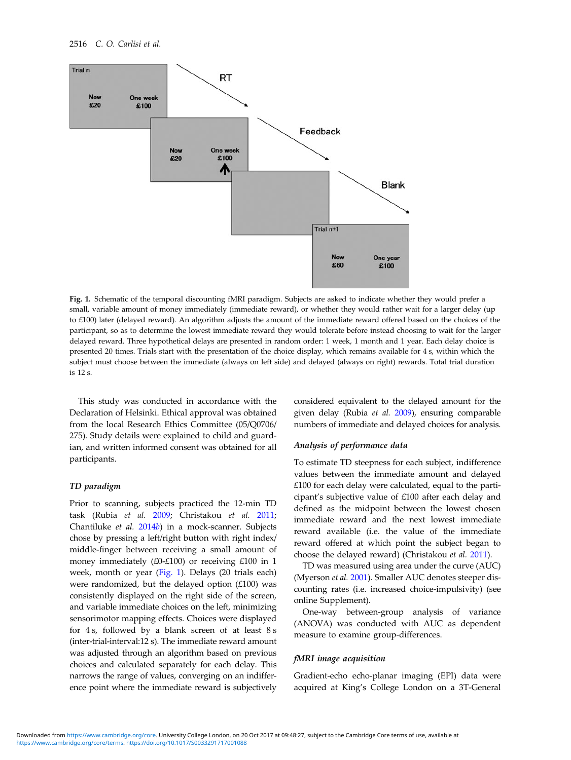Fig. 1. Schematic of the temporal discounting fMRI paradigm. Subjects are asked to indicate whether they would prefer a small, variable amount of money immediately (immediate reward), or whether they would rather wait for a larger delay (up to £100) later (delayed reward). An algorithm adjusts the amount of the immediate reward offered based on the choices of the participant, so as to determine the lowest immediate reward they would tolerate before instead choosing to wait for the larger delayed reward. Three hypothetical delays are presented in random order: 1 week, 1 month and 1 year. Each delay choice is presented 20 times. Trials start with the presentation of the choice display, which remains available for 4 s, within which the subject must choose between the immediate (always on left side) and delayed (always on right) rewards. Total trial duration is 12 s.

This study was conducted in accordance with the Declaration of Helsinki. Ethical approval was obtained from the local Research Ethics Committee (05/Q0706/275). Study details were explained to child and guardian, and written informed consent was obtained for all participants.

### TD paradigm

Prior to scanning, subjects practiced the 12-min TD task (Rubia *et al.* 2009; Christakou *et al.* 2011; Chantiluke *et al.* 2014*b*) in a mock-scanner. Subjects chose by pressing a left/right button with right index/middle-finger between receiving a small amount of money immediately (£0-£100) or receiving £100 in 1 week, month or year (Fig. 1). Delays (20 trials each) were randomized, but the delayed option (£100) was consistently displayed on the right side of the screen, and variable immediate choices on the left, minimizing sensorimotor mapping effects. Choices were displayed for 4 s, followed by a blank screen of at least 8 s (inter-trial-interval:12 s). The immediate reward amount was adjusted through an algorithm based on previous choices and calculated separately for each delay. This narrows the range of values, converging on an indifference point where the immediate reward is subjectively considered equivalent to the delayed amount for the given delay (Rubia *et al.* 2009), ensuring comparable numbers of immediate and delayed choices for analysis.

### Analysis of performance data

To estimate TD steepness for each subject, indifference values between the immediate amount and delayed £100 for each delay were calculated, equal to the participant's subjective value of £100 after each delay and defined as the midpoint between the lowest chosen immediate reward and the next lowest immediate reward available (i.e. the value of the immediate reward offered at which point the subject began to choose the delayed reward) (Christakou *et al.* 2011).

TD was measured using area under the curve (AUC) (Myerson *et al.* 2001). Smaller AUC denotes steeper discounting rates (i.e. increased choice-impulsivity) (see online Supplement).

One-way between-group analysis of variance (ANOVA) was conducted with AUC as dependent measure to examine group-differences.

### fMRI image acquisition

Gradient-echo echo-planar imaging (EPI) data were acquired at King's College London on a 3T-General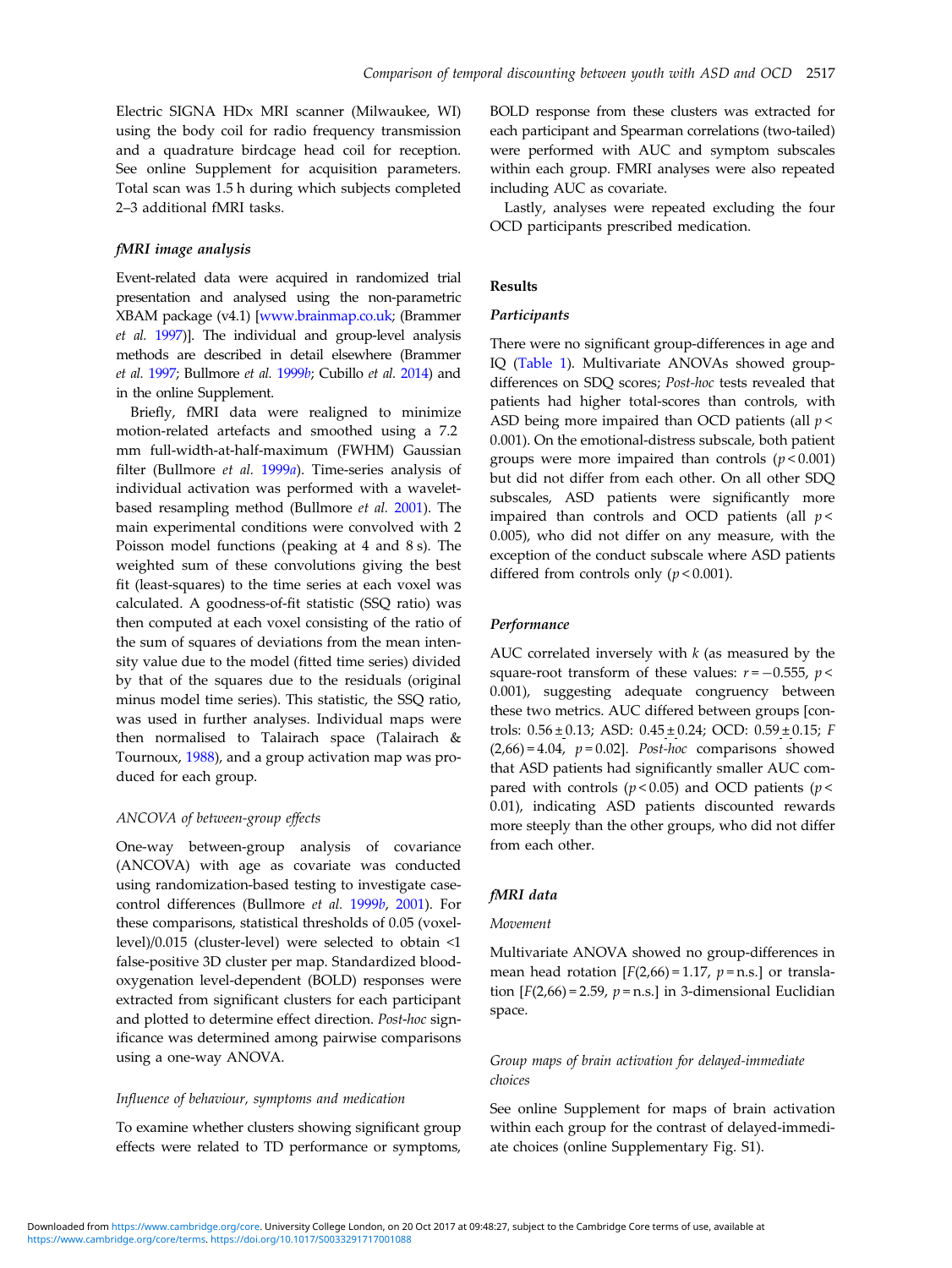Electric SIGNA HDx MRI scanner (Milwaukee, WI) using the body coil for radio frequency transmission and a quadrature birdcage head coil for reception. See online Supplement for acquisition parameters. Total scan was 1.5 h during which subjects completed 2–3 additional fMRI tasks.

### *fMRI image analysis*

Event-related data were acquired in randomized trial presentation and analysed using the non-parametric XBAM package (v4.1) [www.brainmap.co.uk; (Brammer *et al.* 1997)]. The individual and group-level analysis methods are described in detail elsewhere (Brammer *et al.* 1997; Bullmore *et al.* 1999*b*; Cubillo *et al.* 2014) and in the online Supplement.

Briefly, fMRI data were realigned to minimize motion-related artefacts and smoothed using a 7.2 mm full-width-at-half-maximum (FWHM) Gaussian filter (Bullmore *et al.* 1999*a*). Time-series analysis of individual activation was performed with a wavelet-based resampling method (Bullmore *et al.* 2001). The main experimental conditions were convolved with 2 Poisson model functions (peaking at 4 and 8 s). The weighted sum of these convolutions giving the best fit (least-squares) to the time series at each voxel was calculated. A goodness-of-fit statistic (SSQ ratio) was then computed at each voxel consisting of the ratio of the sum of squares of deviations from the mean intensity value due to the model (fitted time series) divided by that of the squares due to the residuals (original minus model time series). This statistic, the SSQ ratio, was used in further analyses. Individual maps were then normalised to Talairach space (Talairach & Tournoux, 1988), and a group activation map was produced for each group.

#### *ANCOVA of between-group effects*

One-way between-group analysis of covariance (ANCOVA) with age as covariate was conducted using randomization-based testing to investigate case-control differences (Bullmore *et al.* 1999*b*, 2001). For these comparisons, statistical thresholds of 0.05 (voxel-level)/0.015 (cluster-level) were selected to obtain <1 false-positive 3D cluster per map. Standardized blood-oxygenation level-dependent (BOLD) responses were extracted from significant clusters for each participant and plotted to determine effect direction. *Post-hoc* significance was determined among pairwise comparisons using a one-way ANOVA.

#### *Influence of behaviour, symptoms and medication*

To examine whether clusters showing significant group effects were related to TD performance or symptoms, BOLD response from these clusters was extracted for each participant and Spearman correlations (two-tailed) were performed with AUC and symptom subscales within each group. FMRI analyses were also repeated including AUC as covariate.

Lastly, analyses were repeated excluding the four OCD participants prescribed medication.

## Results

### *Participants*

There were no significant group-differences in age and IQ (Table 1). Multivariate ANOVAs showed group-differences on SDQ scores; *Post-hoc* tests revealed that patients had higher total-scores than controls, with ASD being more impaired than OCD patients (all $p < 0.001$). On the emotional-distress subscale, both patient groups were more impaired than controls ($p < 0.001$) but did not differ from each other. On all other SDQ subscales, ASD patients were significantly more impaired than controls and OCD patients (all $p < 0.005$), who did not differ on any measure, with the exception of the conduct subscale where ASD patients differed from controls only ($p < 0.001$).

### *Performance*

AUC correlated inversely with $k$ (as measured by the square-root transform of these values: $r = -0.555$, $p < 0.001$), suggesting adequate congruency between these two metrics. AUC differed between groups [controls: $0.56 \pm 0.13$; ASD: $0.45 \pm 0.24$; OCD: $0.59 \pm 0.15$; $F(2,66) = 4.04$, $p = 0.02$]. *Post-hoc* comparisons showed that ASD patients had significantly smaller AUC compared with controls ($p < 0.05$) and OCD patients ($p < 0.01$), indicating ASD patients discounted rewards more steeply than the other groups, who did not differ from each other.

### *fMRI data*

#### *Movement*

Multivariate ANOVA showed no group-differences in mean head rotation [$F(2,66) = 1.17$, $p$ = n.s.] or translation [$F(2,66) = 2.59$, $p$ = n.s.] in 3-dimensional Euclidian space.

#### *Group maps of brain activation for delayed-immediate choices*

See online Supplement for maps of brain activation within each group for the contrast of delayed-immediate choices (online Supplementary Fig. S1).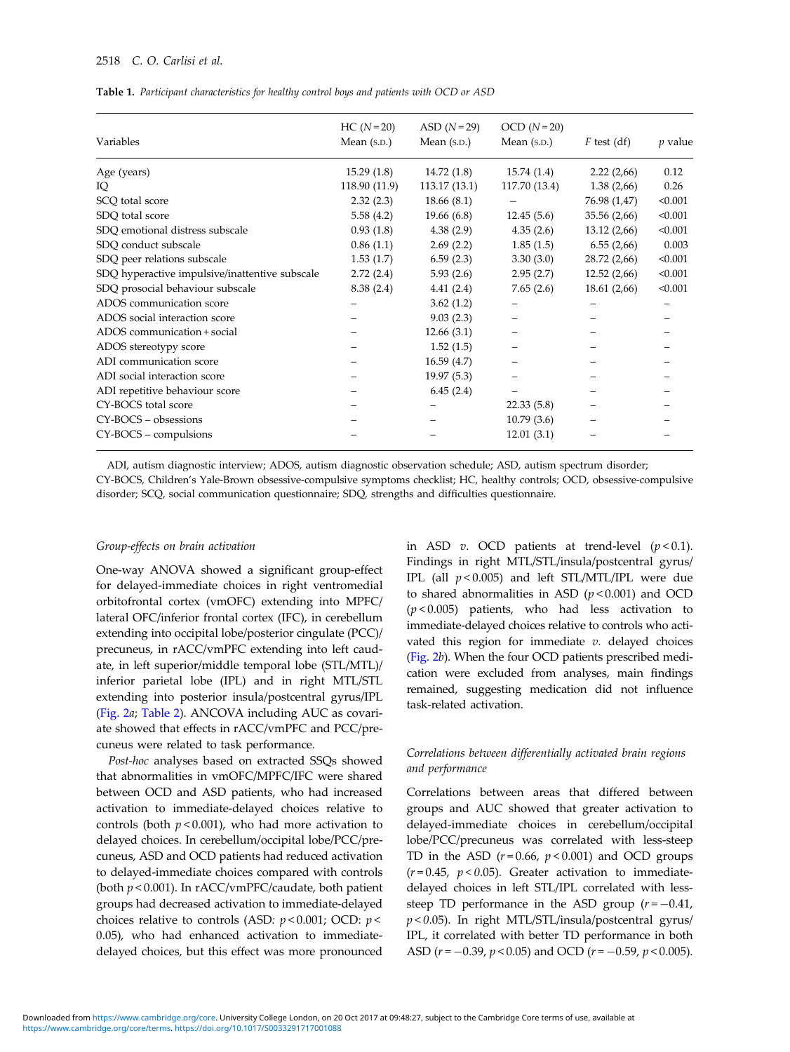**Table 1.** *Participant characteristics for healthy control boys and patients with OCD or ASD*

| Variables | HC ($N = 20$) Mean (S.D.) | ASD ($N = 29$) Mean (S.D.) | OCD ($N = 20$) Mean (S.D.) | $F$ test (df) | $p$ value |
|---|---|---|---|---|---|
| Age (years) | 15.29 (1.8) | 14.72 (1.8) | 15.74 (1.4) | 2.22 (2,66) | 0.12 |
| IQ | 118.90 (11.9) | 113.17 (13.1) | 117.70 (13.4) | 1.38 (2,66) | 0.26 |
| SCQ total score | 2.32 (2.3) | 18.66 (8.1) | – | 76.98 (1,47) | <0.001 |
| SDQ total score | 5.58 (4.2) | 19.66 (6.8) | 12.45 (5.6) | 35.56 (2,66) | <0.001 |
| SDQ emotional distress subscale | 0.93 (1.8) | 4.38 (2.9) | 4.35 (2.6) | 13.12 (2,66) | <0.001 |
| SDQ conduct subscale | 0.86 (1.1) | 2.69 (2.2) | 1.85 (1.5) | 6.55 (2,66) | 0.003 |
| SDQ peer relations subscale | 1.53 (1.7) | 6.59 (2.3) | 3.30 (3.0) | 28.72 (2,66) | <0.001 |
| SDQ hyperactive impulsive/inattentive subscale | 2.72 (2.4) | 5.93 (2.6) | 2.95 (2.7) | 12.52 (2,66) | <0.001 |
| SDQ prosocial behaviour subscale | 8.38 (2.4) | 4.41 (2.4) | 7.65 (2.6) | 18.61 (2,66) | <0.001 |
| ADOS communication score | – | 3.62 (1.2) | – | – | – |
| ADOS social interaction score | – | 9.03 (2.3) | – | – | – |
| ADOS communication + social | – | 12.66 (3.1) | – | – | – |
| ADOS stereotypy score | – | 1.52 (1.5) | – | – | – |
| ADI communication score | – | 16.59 (4.7) | – | – | – |
| ADI social interaction score | – | 19.97 (5.3) | – | – | – |
| ADI repetitive behaviour score | – | 6.45 (2.4) | – | – | – |
| CY-BOCS total score | – | – | 22.33 (5.8) | – | – |
| CY-BOCS – obsessions | – | – | 10.79 (3.6) | – | – |
| CY-BOCS – compulsions | – | – | 12.01 (3.1) | – | – |

ADI, autism diagnostic interview; ADOS, autism diagnostic observation schedule; ASD, autism spectrum disorder; CY-BOCS, Children's Yale-Brown obsessive-compulsive symptoms checklist; HC, healthy controls; OCD, obsessive-compulsive disorder; SCQ, social communication questionnaire; SDQ, strengths and difficulties questionnaire.

### *Group-effects on brain activation*

One-way ANOVA showed a significant group-effect for delayed-immediate choices in right ventromedial orbitofrontal cortex (vmOFC) extending into MPFC/lateral OFC/inferior frontal cortex (IFC), in cerebellum extending into occipital lobe/posterior cingulate (PCC)/precuneus, in rACC/vmPFC extending into left caudate, in left superior/middle temporal lobe (STL/MTL)/inferior parietal lobe (IPL) and in right MTL/STL extending into posterior insula/postcentral gyrus/IPL (Fig. 2*a*; Table 2). ANCOVA including AUC as covariate showed that effects in rACC/vmPFC and PCC/precuneus were related to task performance.

*Post-hoc* analyses based on extracted SSQs showed that abnormalities in vmOFC/MPFC/IFC were shared between OCD and ASD patients, who had increased activation to immediate-delayed choices relative to controls (both $p < 0.001$), who had more activation to delayed choices. In cerebellum/occipital lobe/PCC/precuneus, ASD and OCD patients had reduced activation to delayed-immediate choices compared with controls (both $p < 0.001$). In rACC/vmPFC/caudate, both patient groups had decreased activation to immediate-delayed choices relative to controls (ASD: $p < 0.001$; OCD: $p < 0.05$), who had enhanced activation to immediate-delayed choices, but this effect was more pronounced in ASD *v.* OCD patients at trend-level ($p < 0.1$). Findings in right MTL/STL/insula/postcentral gyrus/IPL (all $p < 0.005$) and left STL/MTL/IPL were due to shared abnormalities in ASD ($p < 0.001$) and OCD ($p < 0.005$) patients, who had less activation to immediate-delayed choices relative to controls who activated this region for immediate *v.* delayed choices (Fig. 2*b*). When the four OCD patients prescribed medication were excluded from analyses, main findings remained, suggesting medication did not influence task-related activation.

### *Correlations between differentially activated brain regions and performance*

Correlations between areas that differed between groups and AUC showed that greater activation to delayed-immediate choices in cerebellum/occipital lobe/PCC/precuneus was correlated with less-steep TD in the ASD ($r = 0.66$, $p < 0.001$) and OCD groups ($r = 0.45$, $p < 0.05$). Greater activation to immediate-delayed choices in left STL/IPL correlated with less-steep TD performance in the ASD group ($r = -0.41$, $p < 0.05$). In right MTL/STL/insula/postcentral gyrus/IPL, it correlated with better TD performance in both ASD ($r = -0.39$, $p < 0.05$) and OCD ($r = -0.59$, $p < 0.005$).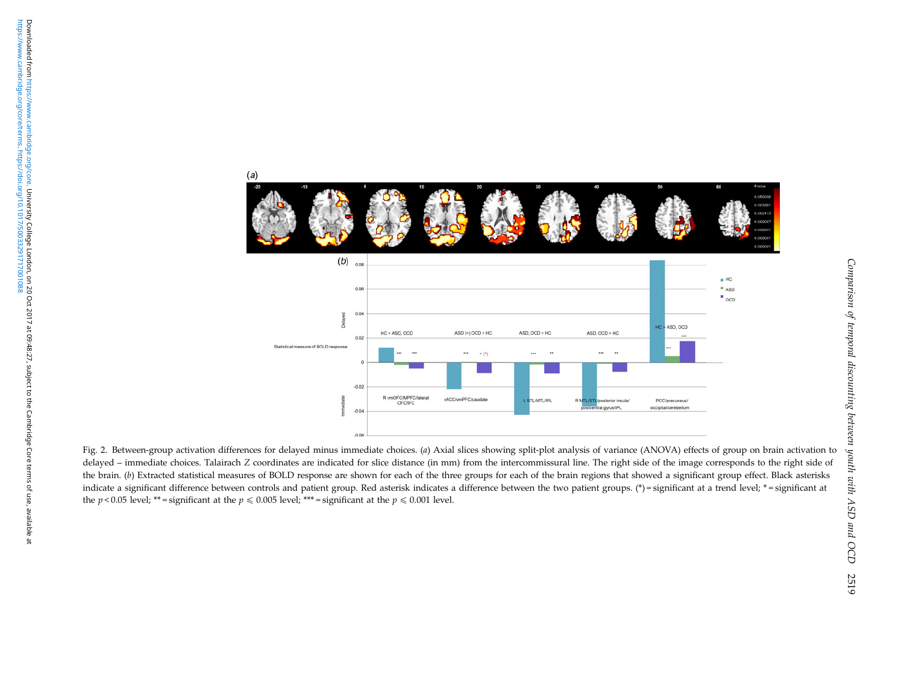Fig. 2. Between-group activation differences for delayed minus immediate choices. (*a*) Axial slices showing split-plot analysis of variance (ANOVA) effects of group on brain activation to delayed – immediate choices. Talairach *Z* coordinates are indicated for slice distance (in mm) from the intercommissural line. The right side of the image corresponds to the right side of the brain. (*b*) Extracted statistical measures of BOLD response are shown for each of the three groups for each of the brain regions that showed a significant group effect. Black asterisks indicate a significant difference between controls and patient group. Red asterisk indicates a difference between the two patient groups. (*) = significant at a trend level; * = significant at the $p < 0.05$ level; ** = significant at the $p \leqslant 0.005$ level; *** = significant at the $p \leqslant 0.001$ level.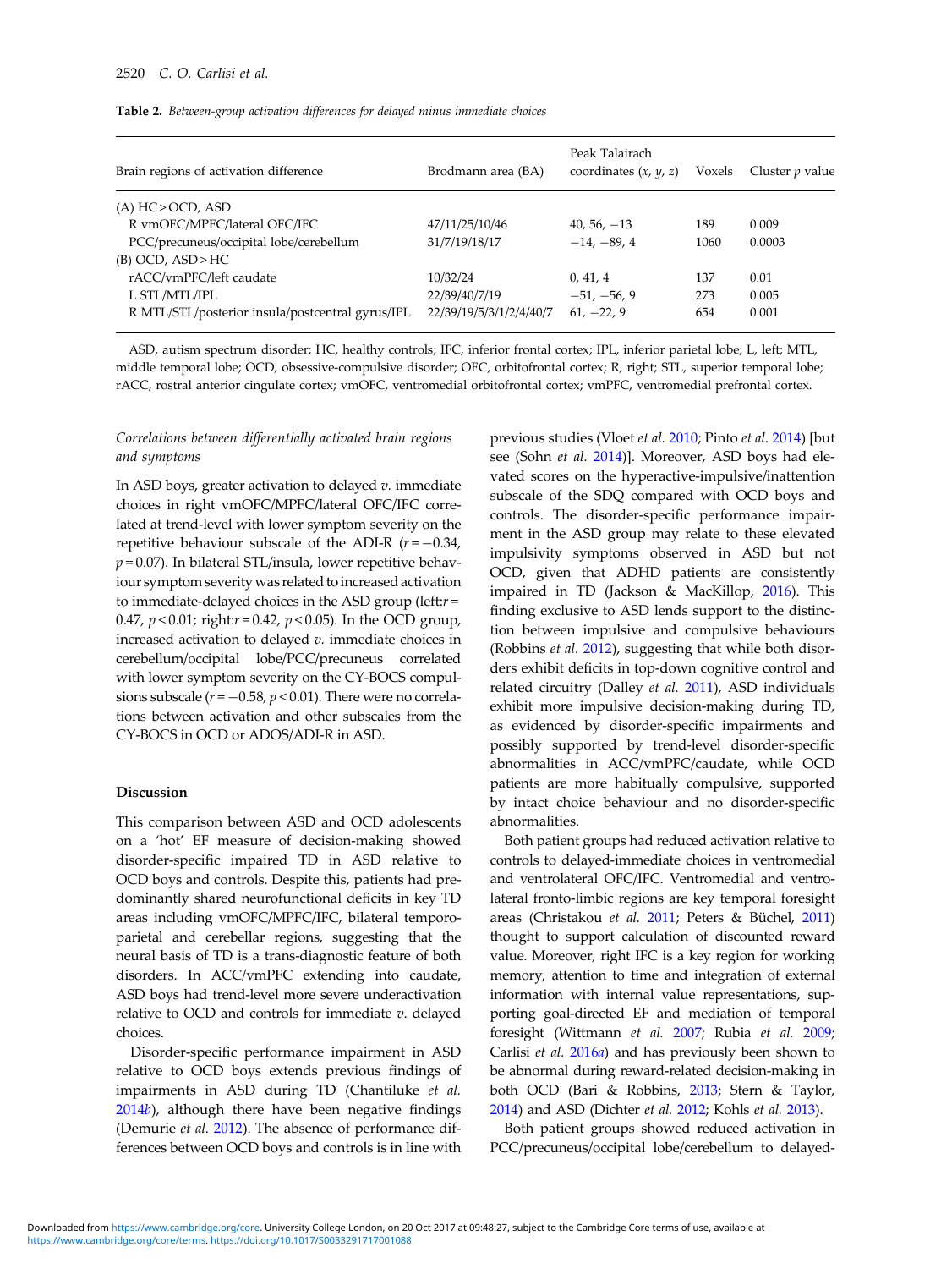**Table 2.** *Between-group activation differences for delayed minus immediate choices*

| Brain regions of activation difference | Brodmann area (BA) | Peak Talairach coordinates (*x*, *y*, *z*) | Voxels | Cluster *p* value |
|---|---|---|---|---|
| (A) HC > OCD, ASD | | | | |
| R vmOFC/MPFC/lateral OFC/IFC | 47/11/25/10/46 | 40, 56, −13 | 189 | 0.009 |
| PCC/precuneus/occipital lobe/cerebellum | 31/7/19/18/17 | −14, −89, 4 | 1060 | 0.0003 |
| (B) OCD, ASD > HC | | | | |
| rACC/vmPFC/left caudate | 10/32/24 | 0, 41, 4 | 137 | 0.01 |
| L STL/MTL/IPL | 22/39/40/7/19 | −51, −56, 9 | 273 | 0.005 |
| R MTL/STL/posterior insula/postcentral gyrus/IPL | 22/39/19/5/3/1/2/4/40/7 | 61, −22, 9 | 654 | 0.001 |

ASD, autism spectrum disorder; HC, healthy controls; IFC, inferior frontal cortex; IPL, inferior parietal lobe; L, left; MTL, middle temporal lobe; OCD, obsessive-compulsive disorder; OFC, orbitofrontal cortex; R, right; STL, superior temporal lobe; rACC, rostral anterior cingulate cortex; vmOFC, ventromedial orbitofrontal cortex; vmPFC, ventromedial prefrontal cortex.

### *Correlations between differentially activated brain regions and symptoms*

In ASD boys, greater activation to delayed *v.* immediate choices in right vmOFC/MPFC/lateral OFC/IFC correlated at trend-level with lower symptom severity on the repetitive behaviour subscale of the ADI-R ($r = -0.34$, $p = 0.07$). In bilateral STL/insula, lower repetitive behaviour symptom severity was related to increased activation to immediate-delayed choices in the ASD group (left:$r = 0.47$, $p < 0.01$; right:$r = 0.42$, $p < 0.05$). In the OCD group, increased activation to delayed *v.* immediate choices in cerebellum/occipital lobe/PCC/precuneus correlated with lower symptom severity on the CY-BOCS compulsions subscale ($r = -0.58$, $p < 0.01$). There were no correlations between activation and other subscales from the CY-BOCS in OCD or ADOS/ADI-R in ASD.

## Discussion

This comparison between ASD and OCD adolescents on a 'hot' EF measure of decision-making showed disorder-specific impaired TD in ASD relative to OCD boys and controls. Despite this, patients had predominantly shared neurofunctional deficits in key TD areas including vmOFC/MPFC/IFC, bilateral temporo-parietal and cerebellar regions, suggesting that the neural basis of TD is a trans-diagnostic feature of both disorders. In ACC/vmPFC extending into caudate, ASD boys had trend-level more severe underactivation relative to OCD and controls for immediate *v.* delayed choices.

Disorder-specific performance impairment in ASD relative to OCD boys extends previous findings of impairments in ASD during TD (Chantiluke *et al.* 2014*b*), although there have been negative findings (Demurie *et al.* 2012). The absence of performance differences between OCD boys and controls is in line with previous studies (Vloet *et al.* 2010; Pinto *et al.* 2014) [but see (Sohn *et al.* 2014)]. Moreover, ASD boys had elevated scores on the hyperactive-impulsive/inattention subscale of the SDQ compared with OCD boys and controls. The disorder-specific performance impairment in the ASD group may relate to these elevated impulsivity symptoms observed in ASD but not OCD, given that ADHD patients are consistently impaired in TD (Jackson & MacKillop, 2016). This finding exclusive to ASD lends support to the distinction between impulsive and compulsive behaviours (Robbins *et al.* 2012), suggesting that while both disorders exhibit deficits in top-down cognitive control and related circuitry (Dalley *et al.* 2011), ASD individuals exhibit more impulsive decision-making during TD, as evidenced by disorder-specific impairments and possibly supported by trend-level disorder-specific abnormalities in ACC/vmPFC/caudate, while OCD patients are more habitually compulsive, supported by intact choice behaviour and no disorder-specific abnormalities.

Both patient groups had reduced activation relative to controls to delayed-immediate choices in ventromedial and ventrolateral OFC/IFC. Ventromedial and ventrolateral fronto-limbic regions are key temporal foresight areas (Christakou *et al.* 2011; Peters & Büchel, 2011) thought to support calculation of discounted reward value. Moreover, right IFC is a key region for working memory, attention to time and integration of external information with internal value representations, supporting goal-directed EF and mediation of temporal foresight (Wittmann *et al.* 2007; Rubia *et al.* 2009; Carlisi *et al.* 2016*a*) and has previously been shown to be abnormal during reward-related decision-making in both OCD (Bari & Robbins, 2013; Stern & Taylor, 2014) and ASD (Dichter *et al.* 2012; Kohls *et al.* 2013).

Both patient groups showed reduced activation in PCC/precuneus/occipital lobe/cerebellum to delayed-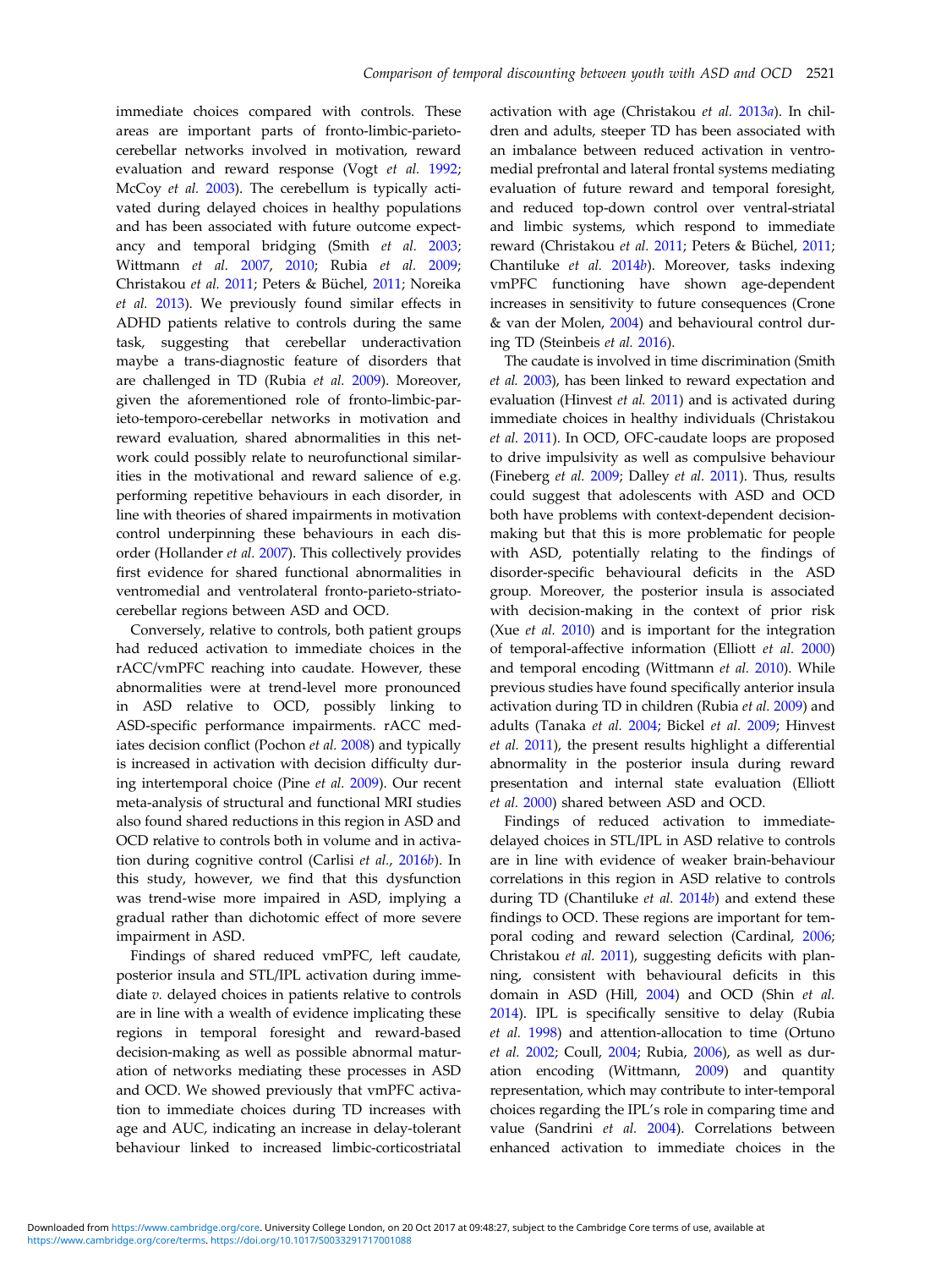immediate choices compared with controls. These areas are important parts of fronto-limbic-parieto-cerebellar networks involved in motivation, reward evaluation and reward response (Vogt *et al.* 1992; McCoy *et al.* 2003). The cerebellum is typically activated during delayed choices in healthy populations and has been associated with future outcome expectancy and temporal bridging (Smith *et al.* 2003; Wittmann *et al.* 2007, 2010; Rubia *et al.* 2009; Christakou *et al.* 2011; Peters & Büchel, 2011; Noreika *et al.* 2013). We previously found similar effects in ADHD patients relative to controls during the same task, suggesting that cerebellar underactivation maybe a trans-diagnostic feature of disorders that are challenged in TD (Rubia *et al.* 2009). Moreover, given the aforementioned role of fronto-limbic-parieto-temporo-cerebellar networks in motivation and reward evaluation, shared abnormalities in this network could possibly relate to neurofunctional similarities in the motivational and reward salience of e.g. performing repetitive behaviours in each disorder, in line with theories of shared impairments in motivation control underpinning these behaviours in each disorder (Hollander *et al.* 2007). This collectively provides first evidence for shared functional abnormalities in ventromedial and ventrolateral fronto-parieto-striato-cerebellar regions between ASD and OCD.

Conversely, relative to controls, both patient groups had reduced activation to immediate choices in the rACC/vmPFC reaching into caudate. However, these abnormalities were at trend-level more pronounced in ASD relative to OCD, possibly linking to ASD-specific performance impairments. rACC mediates decision conflict (Pochon *et al.* 2008) and typically is increased in activation with decision difficulty during intertemporal choice (Pine *et al.* 2009). Our recent meta-analysis of structural and functional MRI studies also found shared reductions in this region in ASD and OCD relative to controls both in volume and in activation during cognitive control (Carlisi *et al.*, 2016*b*). In this study, however, we find that this dysfunction was trend-wise more impaired in ASD, implying a gradual rather than dichotomic effect of more severe impairment in ASD.

Findings of shared reduced vmPFC, left caudate, posterior insula and STL/IPL activation during immediate *v.* delayed choices in patients relative to controls are in line with a wealth of evidence implicating these regions in temporal foresight and reward-based decision-making as well as possible abnormal maturation of networks mediating these processes in ASD and OCD. We showed previously that vmPFC activation to immediate choices during TD increases with age and AUC, indicating an increase in delay-tolerant behaviour linked to increased limbic-corticostriatal activation with age (Christakou *et al.* 2013*a*). In children and adults, steeper TD has been associated with an imbalance between reduced activation in ventromedial prefrontal and lateral frontal systems mediating evaluation of future reward and temporal foresight, and reduced top-down control over ventral-striatal and limbic systems, which respond to immediate reward (Christakou *et al.* 2011; Peters & Büchel, 2011; Chantiluke *et al.* 2014*b*). Moreover, tasks indexing vmPFC functioning have shown age-dependent increases in sensitivity to future consequences (Crone & van der Molen, 2004) and behavioural control during TD (Steinbeis *et al.* 2016).

The caudate is involved in time discrimination (Smith *et al.* 2003), has been linked to reward expectation and evaluation (Hinvest *et al.* 2011) and is activated during immediate choices in healthy individuals (Christakou *et al.* 2011). In OCD, OFC-caudate loops are proposed to drive impulsivity as well as compulsive behaviour (Fineberg *et al.* 2009; Dalley *et al.* 2011). Thus, results could suggest that adolescents with ASD and OCD both have problems with context-dependent decision-making but that this is more problematic for people with ASD, potentially relating to the findings of disorder-specific behavioural deficits in the ASD group. Moreover, the posterior insula is associated with decision-making in the context of prior risk (Xue *et al.* 2010) and is important for the integration of temporal-affective information (Elliott *et al.* 2000) and temporal encoding (Wittmann *et al.* 2010). While previous studies have found specifically anterior insula activation during TD in children (Rubia *et al.* 2009) and adults (Tanaka *et al.* 2004; Bickel *et al.* 2009; Hinvest *et al.* 2011), the present results highlight a differential abnormality in the posterior insula during reward presentation and internal state evaluation (Elliott *et al.* 2000) shared between ASD and OCD.

Findings of reduced activation to immediate-delayed choices in STL/IPL in ASD relative to controls are in line with evidence of weaker brain-behaviour correlations in this region in ASD relative to controls during TD (Chantiluke *et al.* 2014*b*) and extend these findings to OCD. These regions are important for temporal coding and reward selection (Cardinal, 2006; Christakou *et al.* 2011), suggesting deficits with planning, consistent with behavioural deficits in this domain in ASD (Hill, 2004) and OCD (Shin *et al.* 2014). IPL is specifically sensitive to delay (Rubia *et al.* 1998) and attention-allocation to time (Ortuno *et al.* 2002; Coull, 2004; Rubia, 2006), as well as duration encoding (Wittmann, 2009) and quantity representation, which may contribute to inter-temporal choices regarding the IPL's role in comparing time and value (Sandrini *et al.* 2004). Correlations between enhanced activation to immediate choices in the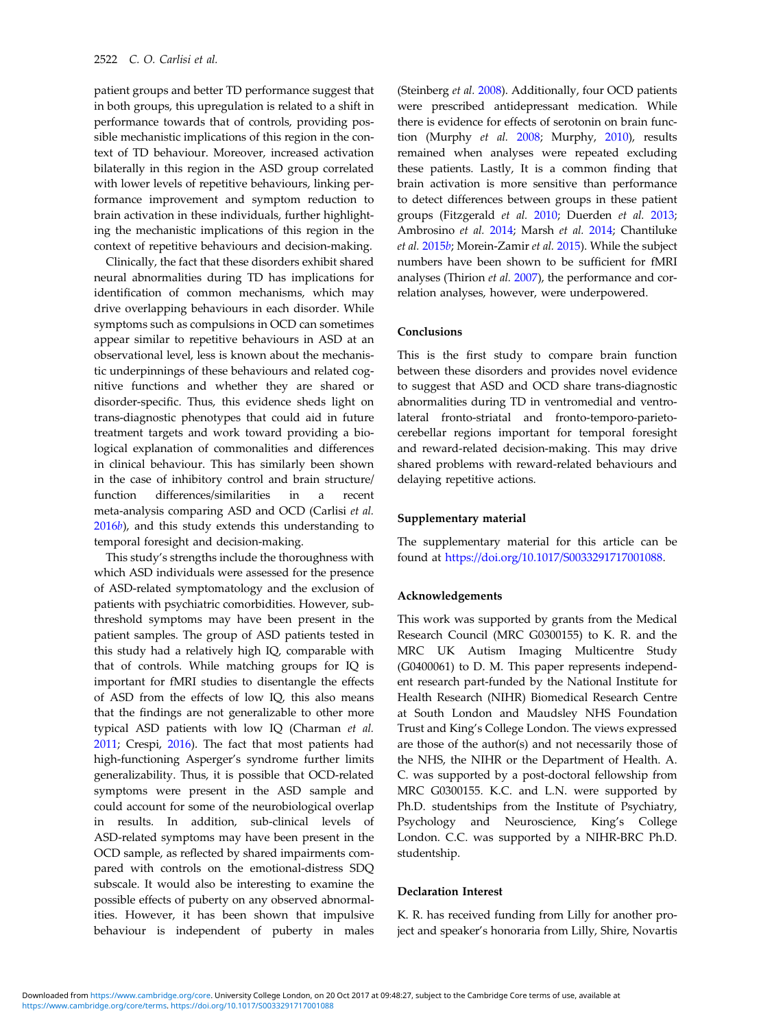patient groups and better TD performance suggest that in both groups, this upregulation is related to a shift in performance towards that of controls, providing possible mechanistic implications of this region in the context of TD behaviour. Moreover, increased activation bilaterally in this region in the ASD group correlated with lower levels of repetitive behaviours, linking performance improvement and symptom reduction to brain activation in these individuals, further highlighting the mechanistic implications of this region in the context of repetitive behaviours and decision-making.

Clinically, the fact that these disorders exhibit shared neural abnormalities during TD has implications for identification of common mechanisms, which may drive overlapping behaviours in each disorder. While symptoms such as compulsions in OCD can sometimes appear similar to repetitive behaviours in ASD at an observational level, less is known about the mechanistic underpinnings of these behaviours and related cognitive functions and whether they are shared or disorder-specific. Thus, this evidence sheds light on trans-diagnostic phenotypes that could aid in future treatment targets and work toward providing a biological explanation of commonalities and differences in clinical behaviour. This has similarly been shown in the case of inhibitory control and brain structure/function differences/similarities in a recent meta-analysis comparing ASD and OCD (Carlisi *et al.* 2016*b*), and this study extends this understanding to temporal foresight and decision-making.

This study's strengths include the thoroughness with which ASD individuals were assessed for the presence of ASD-related symptomatology and the exclusion of patients with psychiatric comorbidities. However, subthreshold symptoms may have been present in the patient samples. The group of ASD patients tested in this study had a relatively high IQ, comparable with that of controls. While matching groups for IQ is important for fMRI studies to disentangle the effects of ASD from the effects of low IQ, this also means that the findings are not generalizable to other more typical ASD patients with low IQ (Charman *et al.* 2011; Crespi, 2016). The fact that most patients had high-functioning Asperger's syndrome further limits generalizability. Thus, it is possible that OCD-related symptoms were present in the ASD sample and could account for some of the neurobiological overlap in results. In addition, sub-clinical levels of ASD-related symptoms may have been present in the OCD sample, as reflected by shared impairments compared with controls on the emotional-distress SDQ subscale. It would also be interesting to examine the possible effects of puberty on any observed abnormalities. However, it has been shown that impulsive behaviour is independent of puberty in males (Steinberg *et al.* 2008). Additionally, four OCD patients were prescribed antidepressant medication. While there is evidence for effects of serotonin on brain function (Murphy *et al.* 2008; Murphy, 2010), results remained when analyses were repeated excluding these patients. Lastly, It is a common finding that brain activation is more sensitive than performance to detect differences between groups in these patient groups (Fitzgerald *et al.* 2010; Duerden *et al.* 2013; Ambrosino *et al.* 2014; Marsh *et al.* 2014; Chantiluke *et al.* 2015*b*; Morein-Zamir *et al.* 2015). While the subject numbers have been shown to be sufficient for fMRI analyses (Thirion *et al.* 2007), the performance and correlation analyses, however, were underpowered.

## Conclusions

This is the first study to compare brain function between these disorders and provides novel evidence to suggest that ASD and OCD share trans-diagnostic abnormalities during TD in ventromedial and ventrolateral fronto-striatal and fronto-temporo-parieto-cerebellar regions important for temporal foresight and reward-related decision-making. This may drive shared problems with reward-related behaviours and delaying repetitive actions.

## Supplementary material

The supplementary material for this article can be found at https://doi.org/10.1017/S0033291717001088.

## Acknowledgements

This work was supported by grants from the Medical Research Council (MRC G0300155) to K. R. and the MRC UK Autism Imaging Multicentre Study (G0400061) to D. M. This paper represents independent research part-funded by the National Institute for Health Research (NIHR) Biomedical Research Centre at South London and Maudsley NHS Foundation Trust and King's College London. The views expressed are those of the author(s) and not necessarily those of the NHS, the NIHR or the Department of Health. A. C. was supported by a post-doctoral fellowship from MRC G0300155. K.C. and L.N. were supported by Ph.D. studentships from the Institute of Psychiatry, Psychology and Neuroscience, King's College London. C.C. was supported by a NIHR-BRC Ph.D. studentship.

## Declaration Interest

K. R. has received funding from Lilly for another project and speaker's honoraria from Lilly, Shire, Novartis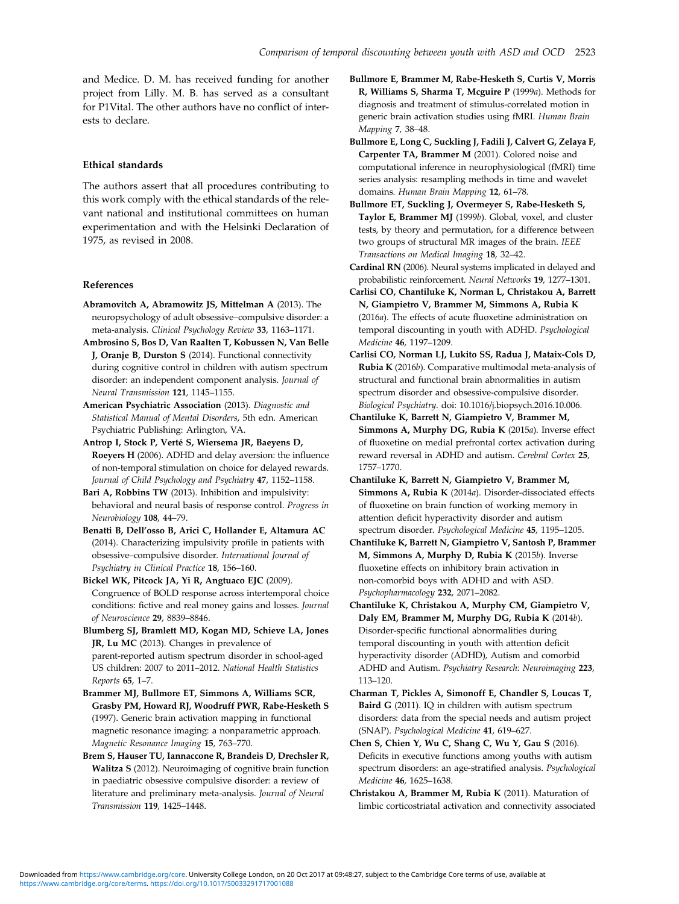and Medice. D. M. has received funding for another project from Lilly. M. B. has served as a consultant for P1Vital. The other authors have no conflict of interests to declare.

### Ethical standards

The authors assert that all procedures contributing to this work comply with the ethical standards of the relevant national and institutional committees on human experimentation and with the Helsinki Declaration of 1975, as revised in 2008.

### References

**Abramovitch A, Abramowitz JS, Mittelman A** (2013). The neuropsychology of adult obsessive–compulsive disorder: a meta-analysis. *Clinical Psychology Review* **33**, 1163–1171.

**Ambrosino S, Bos D, Van Raalten T, Kobussen N, Van Belle J, Oranje B, Durston S** (2014). Functional connectivity during cognitive control in children with autism spectrum disorder: an independent component analysis. *Journal of Neural Transmission* **121**, 1145–1155.

**American Psychiatric Association** (2013). *Diagnostic and Statistical Manual of Mental Disorders*, 5th edn. American Psychiatric Publishing: Arlington, VA.

**Antrop I, Stock P, Verté S, Wiersema JR, Baeyens D, Roeyers H** (2006). ADHD and delay aversion: the influence of non-temporal stimulation on choice for delayed rewards. *Journal of Child Psychology and Psychiatry* **47**, 1152–1158.

**Bari A, Robbins TW** (2013). Inhibition and impulsivity: behavioral and neural basis of response control. *Progress in Neurobiology* **108**, 44–79.

**Benatti B, Dell'osso B, Arici C, Hollander E, Altamura AC** (2014). Characterizing impulsivity profile in patients with obsessive–compulsive disorder. *International Journal of Psychiatry in Clinical Practice* **18**, 156–160.

**Bickel WK, Pitcock JA, Yi R, Angtuaco EJC** (2009). Congruence of BOLD response across intertemporal choice conditions: fictive and real money gains and losses. *Journal of Neuroscience* **29**, 8839–8846.

**Blumberg SJ, Bramlett MD, Kogan MD, Schieve LA, Jones JR, Lu MC** (2013). Changes in prevalence of parent-reported autism spectrum disorder in school-aged US children: 2007 to 2011–2012. *National Health Statistics Reports* **65**, 1–7.

**Brammer MJ, Bullmore ET, Simmons A, Williams SCR, Grasby PM, Howard RJ, Woodruff PWR, Rabe-Hesketh S** (1997). Generic brain activation mapping in functional magnetic resonance imaging: a nonparametric approach. *Magnetic Resonance Imaging* **15**, 763–770.

**Brem S, Hauser TU, Iannaccone R, Brandeis D, Drechsler R, Walitza S** (2012). Neuroimaging of cognitive brain function in paediatric obsessive compulsive disorder: a review of literature and preliminary meta-analysis. *Journal of Neural Transmission* **119**, 1425–1448.

**Bullmore E, Brammer M, Rabe-Hesketh S, Curtis V, Morris R, Williams S, Sharma T, Mcguire P** (1999*a*). Methods for diagnosis and treatment of stimulus-correlated motion in generic brain activation studies using fMRI. *Human Brain Mapping* **7**, 38–48.

**Bullmore E, Long C, Suckling J, Fadili J, Calvert G, Zelaya F, Carpenter TA, Brammer M** (2001). Colored noise and computational inference in neurophysiological (fMRI) time series analysis: resampling methods in time and wavelet domains. *Human Brain Mapping* **12**, 61–78.

**Bullmore ET, Suckling J, Overmeyer S, Rabe-Hesketh S, Taylor E, Brammer MJ** (1999*b*). Global, voxel, and cluster tests, by theory and permutation, for a difference between two groups of structural MR images of the brain. *IEEE Transactions on Medical Imaging* **18**, 32–42.

**Cardinal RN** (2006). Neural systems implicated in delayed and probabilistic reinforcement. *Neural Networks* **19**, 1277–1301.

**Carlisi CO, Chantiluke K, Norman L, Christakou A, Barrett N, Giampietro V, Brammer M, Simmons A, Rubia K** (2016*a*). The effects of acute fluoxetine administration on temporal discounting in youth with ADHD. *Psychological Medicine* **46**, 1197–1209.

**Carlisi CO, Norman LJ, Lukito SS, Radua J, Mataix-Cols D, Rubia K** (2016*b*). Comparative multimodal meta-analysis of structural and functional brain abnormalities in autism spectrum disorder and obsessive-compulsive disorder. *Biological Psychiatry*. doi: 10.1016/j.biopsych.2016.10.006.

**Chantiluke K, Barrett N, Giampietro V, Brammer M, Simmons A, Murphy DG, Rubia K** (2015*a*). Inverse effect of fluoxetine on medial prefrontal cortex activation during reward reversal in ADHD and autism. *Cerebral Cortex* **25**, 1757–1770.

**Chantiluke K, Barrett N, Giampietro V, Brammer M, Simmons A, Rubia K** (2014*a*). Disorder-dissociated effects of fluoxetine on brain function of working memory in attention deficit hyperactivity disorder and autism spectrum disorder. *Psychological Medicine* **45**, 1195–1205.

**Chantiluke K, Barrett N, Giampietro V, Santosh P, Brammer M, Simmons A, Murphy D, Rubia K** (2015*b*). Inverse fluoxetine effects on inhibitory brain activation in non-comorbid boys with ADHD and with ASD. *Psychopharmacology* **232**, 2071–2082.

**Chantiluke K, Christakou A, Murphy CM, Giampietro V, Daly EM, Brammer M, Murphy DG, Rubia K** (2014*b*). Disorder-specific functional abnormalities during temporal discounting in youth with attention deficit hyperactivity disorder (ADHD), Autism and comorbid ADHD and Autism. *Psychiatry Research: Neuroimaging* **223**, 113–120.

**Charman T, Pickles A, Simonoff E, Chandler S, Loucas T, Baird G** (2011). IQ in children with autism spectrum disorders: data from the special needs and autism project (SNAP). *Psychological Medicine* **41**, 619–627.

**Chen S, Chien Y, Wu C, Shang C, Wu Y, Gau S** (2016). Deficits in executive functions among youths with autism spectrum disorders: an age-stratified analysis. *Psychological Medicine* **46**, 1625–1638.

**Christakou A, Brammer M, Rubia K** (2011). Maturation of limbic corticostriatal activation and connectivity associated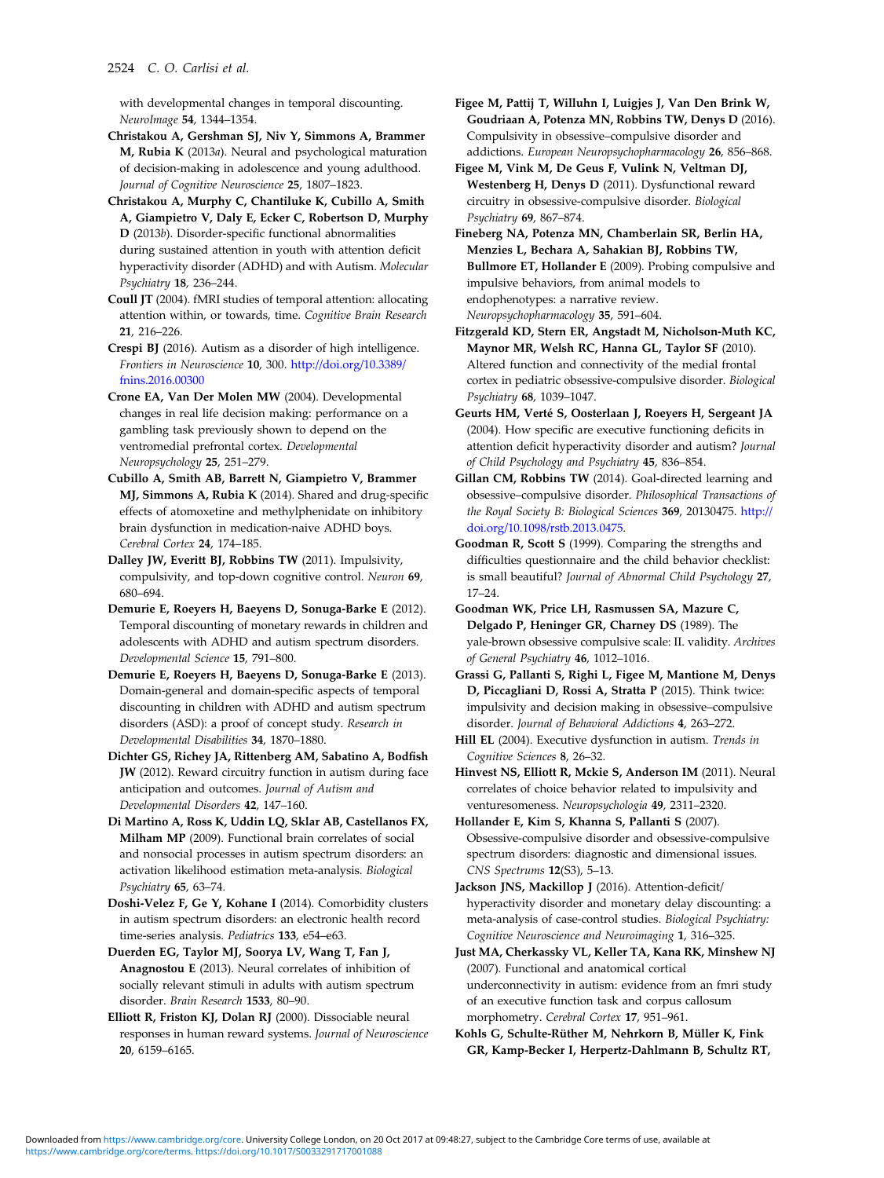with developmental changes in temporal discounting. *NeuroImage* **54**, 1344–1354.

**Christakou A, Gershman SJ, Niv Y, Simmons A, Brammer M, Rubia K** (2013*a*). Neural and psychological maturation of decision-making in adolescence and young adulthood. *Journal of Cognitive Neuroscience* **25**, 1807–1823.

**Christakou A, Murphy C, Chantiluke K, Cubillo A, Smith A, Giampietro V, Daly E, Ecker C, Robertson D, Murphy D** (2013*b*). Disorder-specific functional abnormalities during sustained attention in youth with attention deficit hyperactivity disorder (ADHD) and with Autism. *Molecular Psychiatry* **18**, 236–244.

**Coull JT** (2004). fMRI studies of temporal attention: allocating attention within, or towards, time. *Cognitive Brain Research* **21**, 216–226.

**Crespi BJ** (2016). Autism as a disorder of high intelligence. *Frontiers in Neuroscience* **10**, 300. http://doi.org/10.3389/fnins.2016.00300

**Crone EA, Van Der Molen MW** (2004). Developmental changes in real life decision making: performance on a gambling task previously shown to depend on the ventromedial prefrontal cortex. *Developmental Neuropsychology* **25**, 251–279.

**Cubillo A, Smith AB, Barrett N, Giampietro V, Brammer MJ, Simmons A, Rubia K** (2014). Shared and drug-specific effects of atomoxetine and methylphenidate on inhibitory brain dysfunction in medication-naive ADHD boys. *Cerebral Cortex* **24**, 174–185.

**Dalley JW, Everitt BJ, Robbins TW** (2011). Impulsivity, compulsivity, and top-down cognitive control. *Neuron* **69**, 680–694.

**Demurie E, Roeyers H, Baeyens D, Sonuga-Barke E** (2012). Temporal discounting of monetary rewards in children and adolescents with ADHD and autism spectrum disorders. *Developmental Science* **15**, 791–800.

**Demurie E, Roeyers H, Baeyens D, Sonuga-Barke E** (2013). Domain-general and domain-specific aspects of temporal discounting in children with ADHD and autism spectrum disorders (ASD): a proof of concept study. *Research in Developmental Disabilities* **34**, 1870–1880.

**Dichter GS, Richey JA, Rittenberg AM, Sabatino A, Bodfish JW** (2012). Reward circuitry function in autism during face anticipation and outcomes. *Journal of Autism and Developmental Disorders* **42**, 147–160.

**Di Martino A, Ross K, Uddin LQ, Sklar AB, Castellanos FX, Milham MP** (2009). Functional brain correlates of social and nonsocial processes in autism spectrum disorders: an activation likelihood estimation meta-analysis. *Biological Psychiatry* **65**, 63–74.

**Doshi-Velez F, Ge Y, Kohane I** (2014). Comorbidity clusters in autism spectrum disorders: an electronic health record time-series analysis. *Pediatrics* **133**, e54–e63.

**Duerden EG, Taylor MJ, Soorya LV, Wang T, Fan J, Anagnostou E** (2013). Neural correlates of inhibition of socially relevant stimuli in adults with autism spectrum disorder. *Brain Research* **1533**, 80–90.

**Elliott R, Friston KJ, Dolan RJ** (2000). Dissociable neural responses in human reward systems. *Journal of Neuroscience* **20**, 6159–6165.

**Figee M, Pattij T, Willuhn I, Luigjes J, Van Den Brink W, Goudriaan A, Potenza MN, Robbins TW, Denys D** (2016). Compulsivity in obsessive–compulsive disorder and addictions. *European Neuropsychopharmacology* **26**, 856–868.

**Figee M, Vink M, De Geus F, Vulink N, Veltman DJ, Westenberg H, Denys D** (2011). Dysfunctional reward circuitry in obsessive-compulsive disorder. *Biological Psychiatry* **69**, 867–874.

**Fineberg NA, Potenza MN, Chamberlain SR, Berlin HA, Menzies L, Bechara A, Sahakian BJ, Robbins TW, Bullmore ET, Hollander E** (2009). Probing compulsive and impulsive behaviors, from animal models to endophenotypes: a narrative review. *Neuropsychopharmacology* **35**, 591–604.

**Fitzgerald KD, Stern ER, Angstadt M, Nicholson-Muth KC, Maynor MR, Welsh RC, Hanna GL, Taylor SF** (2010). Altered function and connectivity of the medial frontal cortex in pediatric obsessive-compulsive disorder. *Biological Psychiatry* **68**, 1039–1047.

**Geurts HM, Verté S, Oosterlaan J, Roeyers H, Sergeant JA** (2004). How specific are executive functioning deficits in attention deficit hyperactivity disorder and autism? *Journal of Child Psychology and Psychiatry* **45**, 836–854.

**Gillan CM, Robbins TW** (2014). Goal-directed learning and obsessive–compulsive disorder. *Philosophical Transactions of the Royal Society B: Biological Sciences* **369**, 20130475. http://doi.org/10.1098/rstb.2013.0475.

**Goodman R, Scott S** (1999). Comparing the strengths and difficulties questionnaire and the child behavior checklist: is small beautiful? *Journal of Abnormal Child Psychology* **27**, 17–24.

**Goodman WK, Price LH, Rasmussen SA, Mazure C, Delgado P, Heninger GR, Charney DS** (1989). The yale-brown obsessive compulsive scale: II. validity. *Archives of General Psychiatry* **46**, 1012–1016.

**Grassi G, Pallanti S, Righi L, Figee M, Mantione M, Denys D, Piccagliani D, Rossi A, Stratta P** (2015). Think twice: impulsivity and decision making in obsessive–compulsive disorder. *Journal of Behavioral Addictions* **4**, 263–272.

**Hill EL** (2004). Executive dysfunction in autism. *Trends in Cognitive Sciences* **8**, 26–32.

**Hinvest NS, Elliott R, Mckie S, Anderson IM** (2011). Neural correlates of choice behavior related to impulsivity and venturesomeness. *Neuropsychologia* **49**, 2311–2320.

**Hollander E, Kim S, Khanna S, Pallanti S** (2007). Obsessive-compulsive disorder and obsessive-compulsive spectrum disorders: diagnostic and dimensional issues. *CNS Spectrums* **12**(S3), 5–13.

**Jackson JNS, Mackillop J** (2016). Attention-deficit/hyperactivity disorder and monetary delay discounting: a meta-analysis of case-control studies. *Biological Psychiatry: Cognitive Neuroscience and Neuroimaging* **1**, 316–325.

**Just MA, Cherkassky VL, Keller TA, Kana RK, Minshew NJ** (2007). Functional and anatomical cortical underconnectivity in autism: evidence from an fmri study of an executive function task and corpus callosum morphometry. *Cerebral Cortex* **17**, 951–961.

**Kohls G, Schulte-Rüther M, Nehrkorn B, Müller K, Fink GR, Kamp-Becker I, Herpertz-Dahlmann B, Schultz RT,**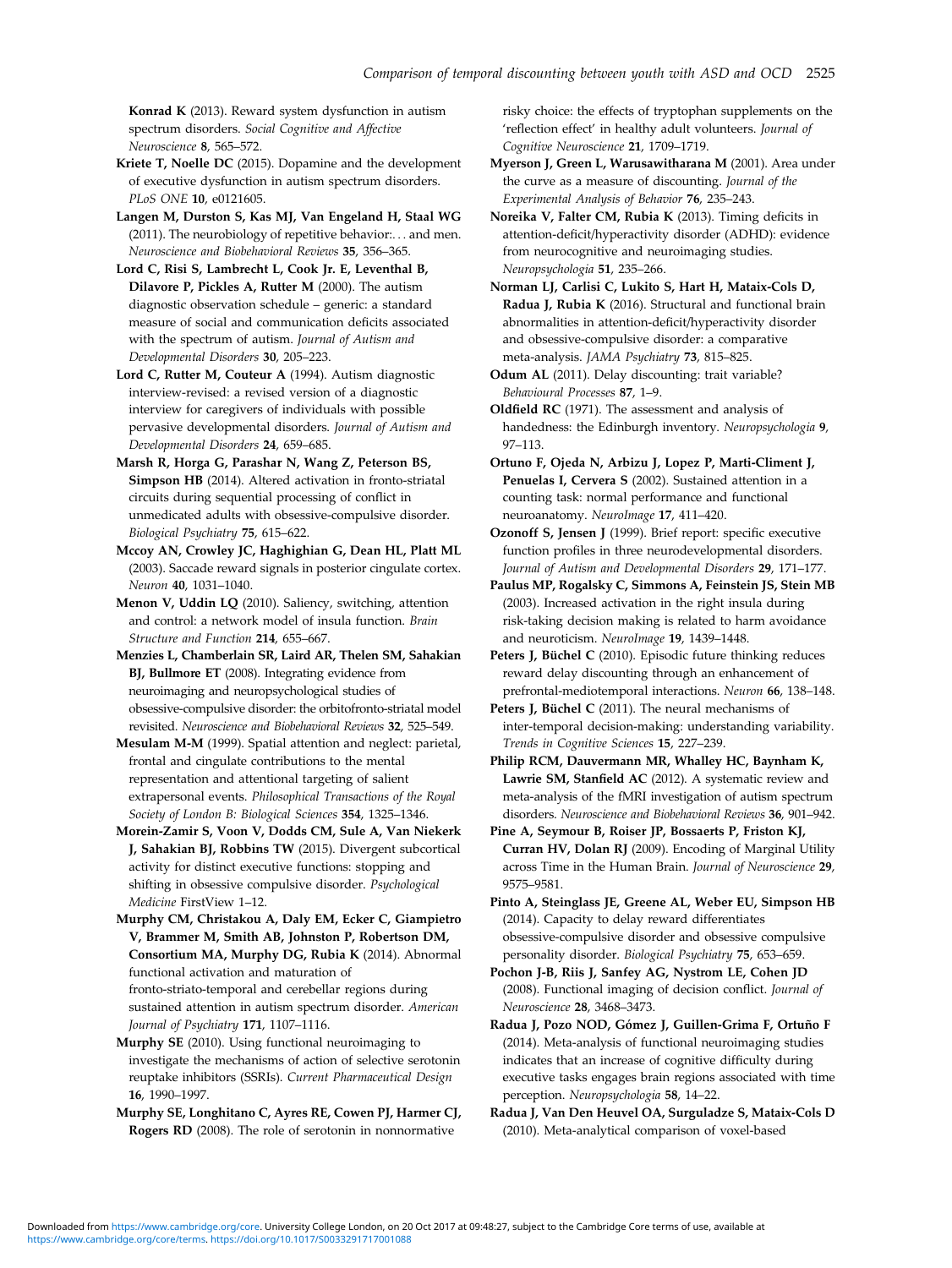**Konrad K** (2013). Reward system dysfunction in autism spectrum disorders. *Social Cognitive and Affective Neuroscience* **8**, 565–572.

**Kriete T, Noelle DC** (2015). Dopamine and the development of executive dysfunction in autism spectrum disorders. *PLoS ONE* **10**, e0121605.

**Langen M, Durston S, Kas MJ, Van Engeland H, Staal WG** (2011). The neurobiology of repetitive behavior:… and men. *Neuroscience and Biobehavioral Reviews* **35**, 356–365.

**Lord C, Risi S, Lambrecht L, Cook Jr. E, Leventhal B, Dilavore P, Pickles A, Rutter M** (2000). The autism diagnostic observation schedule – generic: a standard measure of social and communication deficits associated with the spectrum of autism. *Journal of Autism and Developmental Disorders* **30**, 205–223.

**Lord C, Rutter M, Couteur A** (1994). Autism diagnostic interview-revised: a revised version of a diagnostic interview for caregivers of individuals with possible pervasive developmental disorders. *Journal of Autism and Developmental Disorders* **24**, 659–685.

**Marsh R, Horga G, Parashar N, Wang Z, Peterson BS, Simpson HB** (2014). Altered activation in fronto-striatal circuits during sequential processing of conflict in unmedicated adults with obsessive-compulsive disorder. *Biological Psychiatry* **75**, 615–622.

**Mccoy AN, Crowley JC, Haghighian G, Dean HL, Platt ML** (2003). Saccade reward signals in posterior cingulate cortex. *Neuron* **40**, 1031–1040.

**Menon V, Uddin LQ** (2010). Saliency, switching, attention and control: a network model of insula function. *Brain Structure and Function* **214**, 655–667.

**Menzies L, Chamberlain SR, Laird AR, Thelen SM, Sahakian BJ, Bullmore ET** (2008). Integrating evidence from neuroimaging and neuropsychological studies of obsessive-compulsive disorder: the orbitofronto-striatal model revisited. *Neuroscience and Biobehavioral Reviews* **32**, 525–549.

**Mesulam M-M** (1999). Spatial attention and neglect: parietal, frontal and cingulate contributions to the mental representation and attentional targeting of salient extrapersonal events. *Philosophical Transactions of the Royal Society of London B: Biological Sciences* **354**, 1325–1346.

**Morein-Zamir S, Voon V, Dodds CM, Sule A, Van Niekerk J, Sahakian BJ, Robbins TW** (2015). Divergent subcortical activity for distinct executive functions: stopping and shifting in obsessive compulsive disorder. *Psychological Medicine* FirstView 1–12.

**Murphy CM, Christakou A, Daly EM, Ecker C, Giampietro V, Brammer M, Smith AB, Johnston P, Robertson DM, Consortium MA, Murphy DG, Rubia K** (2014). Abnormal functional activation and maturation of fronto-striato-temporal and cerebellar regions during sustained attention in autism spectrum disorder. *American Journal of Psychiatry* **171**, 1107–1116.

**Murphy SE** (2010). Using functional neuroimaging to investigate the mechanisms of action of selective serotonin reuptake inhibitors (SSRIs). *Current Pharmaceutical Design* **16**, 1990–1997.

**Murphy SE, Longhitano C, Ayres RE, Cowen PJ, Harmer CJ, Rogers RD** (2008). The role of serotonin in nonnormative risky choice: the effects of tryptophan supplements on the 'reflection effect' in healthy adult volunteers. *Journal of Cognitive Neuroscience* **21**, 1709–1719.

**Myerson J, Green L, Warusawitharana M** (2001). Area under the curve as a measure of discounting. *Journal of the Experimental Analysis of Behavior* **76**, 235–243.

**Noreika V, Falter CM, Rubia K** (2013). Timing deficits in attention-deficit/hyperactivity disorder (ADHD): evidence from neurocognitive and neuroimaging studies. *Neuropsychologia* **51**, 235–266.

**Norman LJ, Carlisi C, Lukito S, Hart H, Mataix-Cols D, Radua J, Rubia K** (2016). Structural and functional brain abnormalities in attention-deficit/hyperactivity disorder and obsessive-compulsive disorder: a comparative meta-analysis. *JAMA Psychiatry* **73**, 815–825.

**Odum AL** (2011). Delay discounting: trait variable? *Behavioural Processes* **87**, 1–9.

**Oldfield RC** (1971). The assessment and analysis of handedness: the Edinburgh inventory. *Neuropsychologia* **9**, 97–113.

**Ortuno F, Ojeda N, Arbizu J, Lopez P, Marti-Climent J, Penuelas I, Cervera S** (2002). Sustained attention in a counting task: normal performance and functional neuroanatomy. *NeuroImage* **17**, 411–420.

**Ozonoff S, Jensen J** (1999). Brief report: specific executive function profiles in three neurodevelopmental disorders. *Journal of Autism and Developmental Disorders* **29**, 171–177.

**Paulus MP, Rogalsky C, Simmons A, Feinstein JS, Stein MB** (2003). Increased activation in the right insula during risk-taking decision making is related to harm avoidance and neuroticism. *NeuroImage* **19**, 1439–1448.

**Peters J, Büchel C** (2010). Episodic future thinking reduces reward delay discounting through an enhancement of prefrontal-mediotemporal interactions. *Neuron* **66**, 138–148.

**Peters J, Büchel C** (2011). The neural mechanisms of inter-temporal decision-making: understanding variability. *Trends in Cognitive Sciences* **15**, 227–239.

**Philip RCM, Dauvermann MR, Whalley HC, Baynham K, Lawrie SM, Stanfield AC** (2012). A systematic review and meta-analysis of the fMRI investigation of autism spectrum disorders. *Neuroscience and Biobehavioral Reviews* **36**, 901–942.

**Pine A, Seymour B, Roiser JP, Bossaerts P, Friston KJ, Curran HV, Dolan RJ** (2009). Encoding of Marginal Utility across Time in the Human Brain. *Journal of Neuroscience* **29**, 9575–9581.

**Pinto A, Steinglass JE, Greene AL, Weber EU, Simpson HB** (2014). Capacity to delay reward differentiates obsessive-compulsive disorder and obsessive compulsive personality disorder. *Biological Psychiatry* **75**, 653–659.

**Pochon J-B, Riis J, Sanfey AG, Nystrom LE, Cohen JD** (2008). Functional imaging of decision conflict. *Journal of Neuroscience* **28**, 3468–3473.

**Radua J, Pozo NOD, Gómez J, Guillen-Grima F, Ortuño F** (2014). Meta-analysis of functional neuroimaging studies indicates that an increase of cognitive difficulty during executive tasks engages brain regions associated with time perception. *Neuropsychologia* **58**, 14–22.

**Radua J, Van Den Heuvel OA, Surguladze S, Mataix-Cols D** (2010). Meta-analytical comparison of voxel-based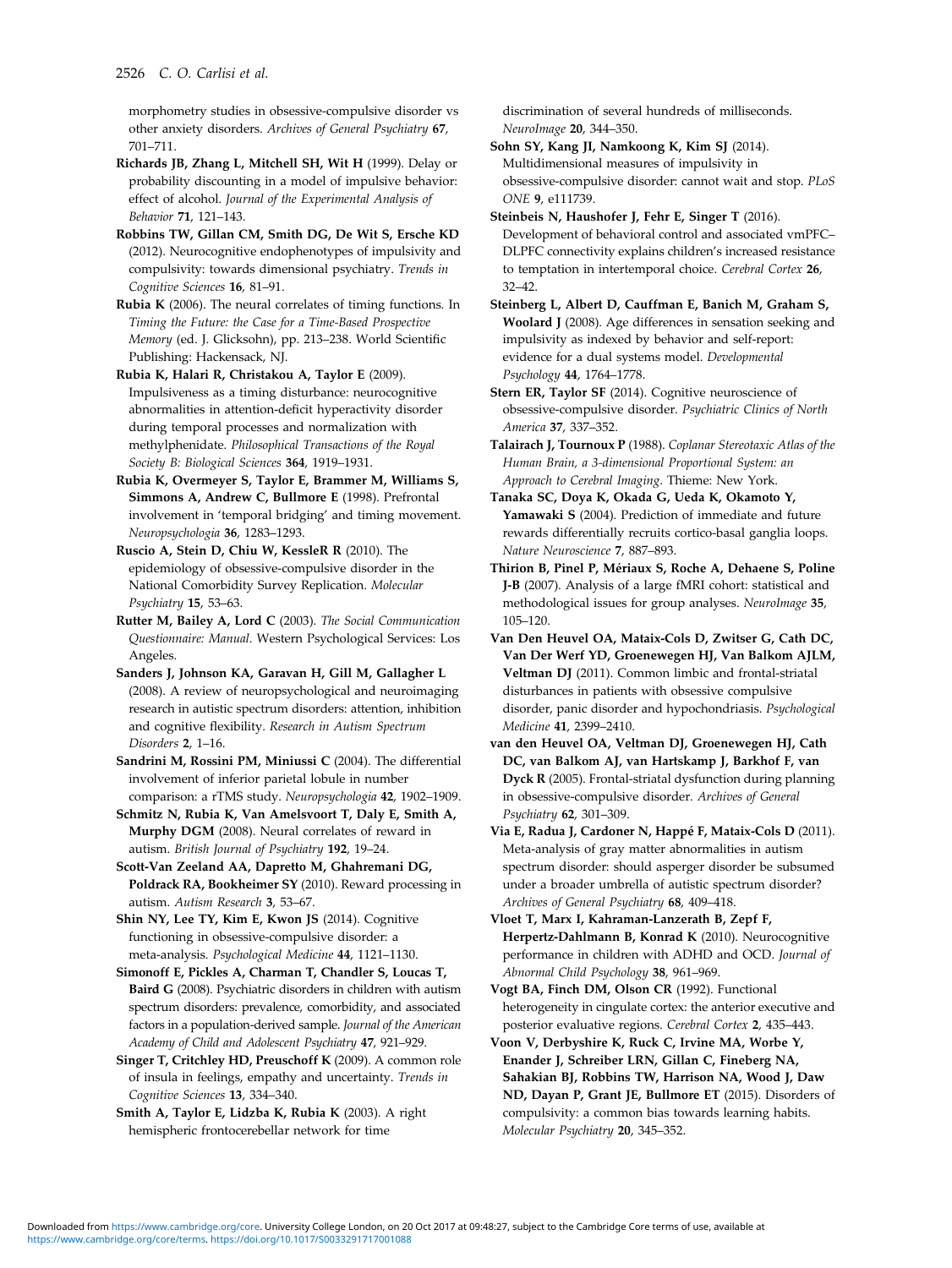morphometry studies in obsessive-compulsive disorder vs other anxiety disorders. *Archives of General Psychiatry* **67**, 701–711.

**Richards JB, Zhang L, Mitchell SH, Wit H** (1999). Delay or probability discounting in a model of impulsive behavior: effect of alcohol. *Journal of the Experimental Analysis of Behavior* **71**, 121–143.

**Robbins TW, Gillan CM, Smith DG, De Wit S, Ersche KD** (2012). Neurocognitive endophenotypes of impulsivity and compulsivity: towards dimensional psychiatry. *Trends in Cognitive Sciences* **16**, 81–91.

**Rubia K** (2006). The neural correlates of timing functions. In *Timing the Future: the Case for a Time-Based Prospective Memory* (ed. J. Glicksohn), pp. 213–238. World Scientific Publishing: Hackensack, NJ.

**Rubia K, Halari R, Christakou A, Taylor E** (2009). Impulsiveness as a timing disturbance: neurocognitive abnormalities in attention-deficit hyperactivity disorder during temporal processes and normalization with methylphenidate. *Philosophical Transactions of the Royal Society B: Biological Sciences* **364**, 1919–1931.

**Rubia K, Overmeyer S, Taylor E, Brammer M, Williams S, Simmons A, Andrew C, Bullmore E** (1998). Prefrontal involvement in 'temporal bridging' and timing movement. *Neuropsychologia* **36**, 1283–1293.

**Ruscio A, Stein D, Chiu W, KessleR R** (2010). The epidemiology of obsessive-compulsive disorder in the National Comorbidity Survey Replication. *Molecular Psychiatry* **15**, 53–63.

**Rutter M, Bailey A, Lord C** (2003). *The Social Communication Questionnaire: Manual*. Western Psychological Services: Los Angeles.

**Sanders J, Johnson KA, Garavan H, Gill M, Gallagher L** (2008). A review of neuropsychological and neuroimaging research in autistic spectrum disorders: attention, inhibition and cognitive flexibility. *Research in Autism Spectrum Disorders* **2**, 1–16.

**Sandrini M, Rossini PM, Miniussi C** (2004). The differential involvement of inferior parietal lobule in number comparison: a rTMS study. *Neuropsychologia* **42**, 1902–1909.

**Schmitz N, Rubia K, Van Amelsvoort T, Daly E, Smith A, Murphy DGM** (2008). Neural correlates of reward in autism. *British Journal of Psychiatry* **192**, 19–24.

**Scott-Van Zeeland AA, Dapretto M, Ghahremani DG, Poldrack RA, Bookheimer SY** (2010). Reward processing in autism. *Autism Research* **3**, 53–67.

**Shin NY, Lee TY, Kim E, Kwon JS** (2014). Cognitive functioning in obsessive-compulsive disorder: a meta-analysis. *Psychological Medicine* **44**, 1121–1130.

**Simonoff E, Pickles A, Charman T, Chandler S, Loucas T, Baird G** (2008). Psychiatric disorders in children with autism spectrum disorders: prevalence, comorbidity, and associated factors in a population-derived sample. *Journal of the American Academy of Child and Adolescent Psychiatry* **47**, 921–929.

**Singer T, Critchley HD, Preuschoff K** (2009). A common role of insula in feelings, empathy and uncertainty. *Trends in Cognitive Sciences* **13**, 334–340.

**Smith A, Taylor E, Lidzba K, Rubia K** (2003). A right hemispheric frontocerebellar network for time discrimination of several hundreds of milliseconds. *NeuroImage* **20**, 344–350.

**Sohn SY, Kang JI, Namkoong K, Kim SJ** (2014). Multidimensional measures of impulsivity in obsessive-compulsive disorder: cannot wait and stop. *PLoS ONE* **9**, e111739.

**Steinbeis N, Haushofer J, Fehr E, Singer T** (2016). Development of behavioral control and associated vmPFC–DLPFC connectivity explains children's increased resistance to temptation in intertemporal choice. *Cerebral Cortex* **26**, 32–42.

**Steinberg L, Albert D, Cauffman E, Banich M, Graham S, Woolard J** (2008). Age differences in sensation seeking and impulsivity as indexed by behavior and self-report: evidence for a dual systems model. *Developmental Psychology* **44**, 1764–1778.

**Stern ER, Taylor SF** (2014). Cognitive neuroscience of obsessive-compulsive disorder. *Psychiatric Clinics of North America* **37**, 337–352.

**Talairach J, Tournoux P** (1988). *Coplanar Stereotaxic Atlas of the Human Brain, a 3-dimensional Proportional System: an Approach to Cerebral Imaging*. Thieme: New York.

**Tanaka SC, Doya K, Okada G, Ueda K, Okamoto Y, Yamawaki S** (2004). Prediction of immediate and future rewards differentially recruits cortico-basal ganglia loops. *Nature Neuroscience* **7**, 887–893.

**Thirion B, Pinel P, Mériaux S, Roche A, Dehaene S, Poline J-B** (2007). Analysis of a large fMRI cohort: statistical and methodological issues for group analyses. *NeuroImage* **35**, 105–120.

**Van Den Heuvel OA, Mataix-Cols D, Zwitser G, Cath DC, Van Der Werf YD, Groenewegen HJ, Van Balkom AJLM, Veltman DJ** (2011). Common limbic and frontal-striatal disturbances in patients with obsessive compulsive disorder, panic disorder and hypochondriasis. *Psychological Medicine* **41**, 2399–2410.

**van den Heuvel OA, Veltman DJ, Groenewegen HJ, Cath DC, van Balkom AJ, van Hartskamp J, Barkhof F, van Dyck R** (2005). Frontal-striatal dysfunction during planning in obsessive-compulsive disorder. *Archives of General Psychiatry* **62**, 301–309.

**Via E, Radua J, Cardoner N, Happé F, Mataix-Cols D** (2011). Meta-analysis of gray matter abnormalities in autism spectrum disorder: should asperger disorder be subsumed under a broader umbrella of autistic spectrum disorder? *Archives of General Psychiatry* **68**, 409–418.

**Vloet T, Marx I, Kahraman-Lanzerath B, Zepf F, Herpertz-Dahlmann B, Konrad K** (2010). Neurocognitive performance in children with ADHD and OCD. *Journal of Abnormal Child Psychology* **38**, 961–969.

**Vogt BA, Finch DM, Olson CR** (1992). Functional heterogeneity in cingulate cortex: the anterior executive and posterior evaluative regions. *Cerebral Cortex* **2**, 435–443.

**Voon V, Derbyshire K, Ruck C, Irvine MA, Worbe Y, Enander J, Schreiber LRN, Gillan C, Fineberg NA, Sahakian BJ, Robbins TW, Harrison NA, Wood J, Daw ND, Dayan P, Grant JE, Bullmore ET** (2015). Disorders of compulsivity: a common bias towards learning habits. *Molecular Psychiatry* **20**, 345–352.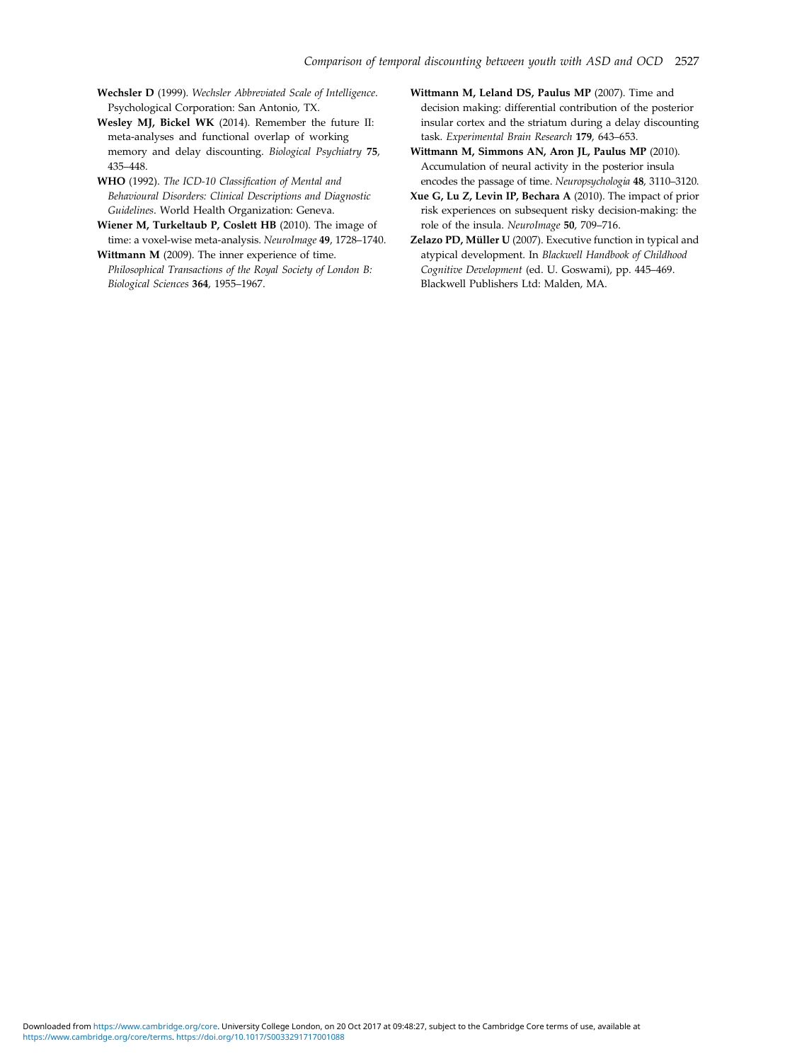**Wechsler D** (1999). *Wechsler Abbreviated Scale of Intelligence*. Psychological Corporation: San Antonio, TX.

**Wesley MJ, Bickel WK** (2014). Remember the future II: meta-analyses and functional overlap of working memory and delay discounting. *Biological Psychiatry* **75**, 435–448.

**WHO** (1992). *The ICD-10 Classification of Mental and Behavioural Disorders: Clinical Descriptions and Diagnostic Guidelines*. World Health Organization: Geneva.

**Wiener M, Turkeltaub P, Coslett HB** (2010). The image of time: a voxel-wise meta-analysis. *NeuroImage* **49**, 1728–1740.

**Wittmann M** (2009). The inner experience of time. *Philosophical Transactions of the Royal Society of London B: Biological Sciences* **364**, 1955–1967.

**Wittmann M, Leland DS, Paulus MP** (2007). Time and decision making: differential contribution of the posterior insular cortex and the striatum during a delay discounting task. *Experimental Brain Research* **179**, 643–653.

**Wittmann M, Simmons AN, Aron JL, Paulus MP** (2010). Accumulation of neural activity in the posterior insula encodes the passage of time. *Neuropsychologia* **48**, 3110–3120.

**Xue G, Lu Z, Levin IP, Bechara A** (2010). The impact of prior risk experiences on subsequent risky decision-making: the role of the insula. *NeuroImage* **50**, 709–716.

**Zelazo PD, Müller U** (2007). Executive function in typical and atypical development. In *Blackwell Handbook of Childhood Cognitive Development* (ed. U. Goswami), pp. 445–469. Blackwell Publishers Ltd: Malden, MA.